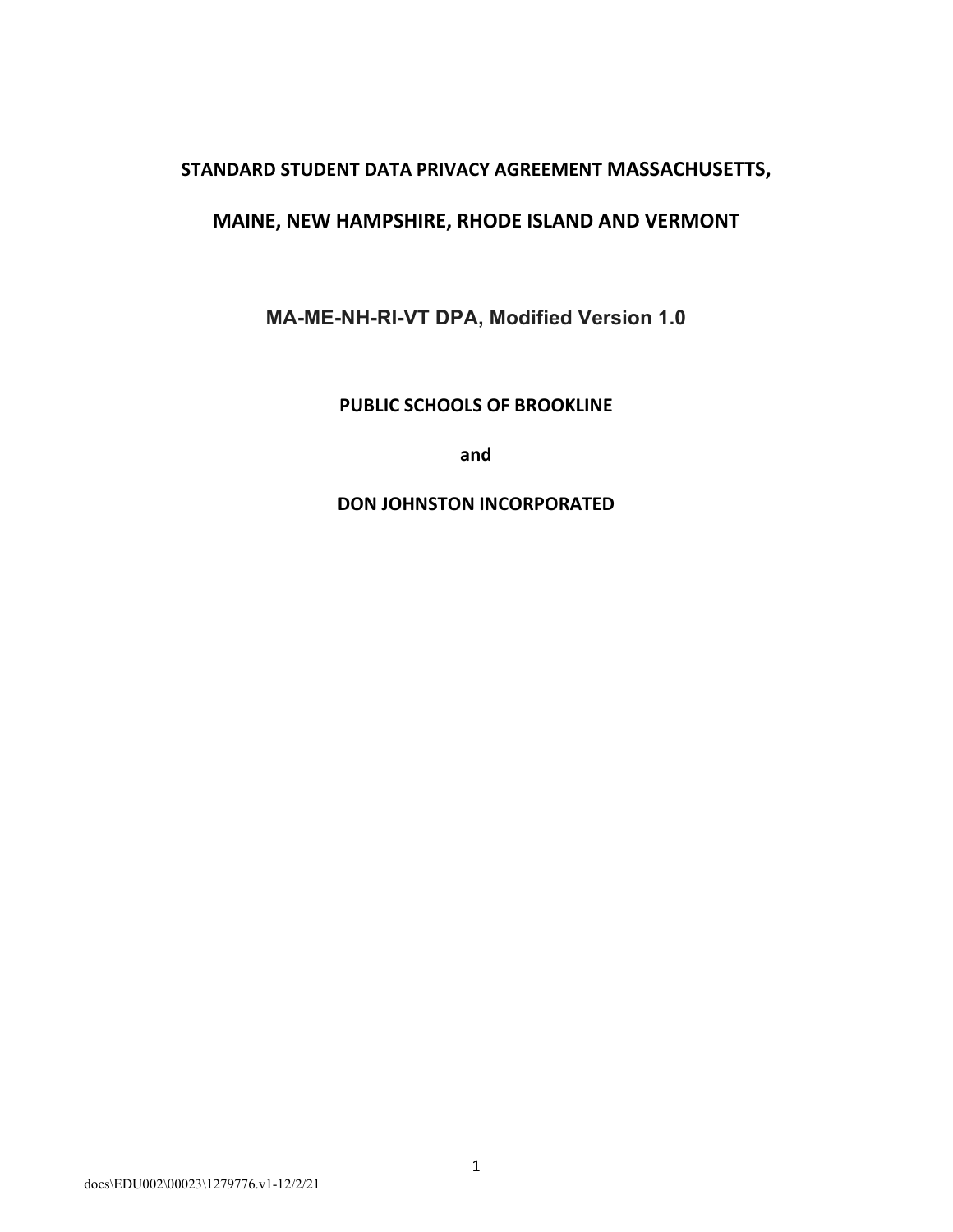# STANDARD STUDENT DATA PRIVACY AGREEMENT MASSACHUSETTS, MAINE, NEW HAMPSHIRE, RHODE ISLAND AND VERMONT

## MA-ME-NH-RI-VT DPA, Modified Version 1.0

**PUBLIC SCHOOLS OF BROOKLINE**

**and**

**DON JOHNSTON INCORPORATED**

docs\EDU002\00023\1279776.v1-12/2/21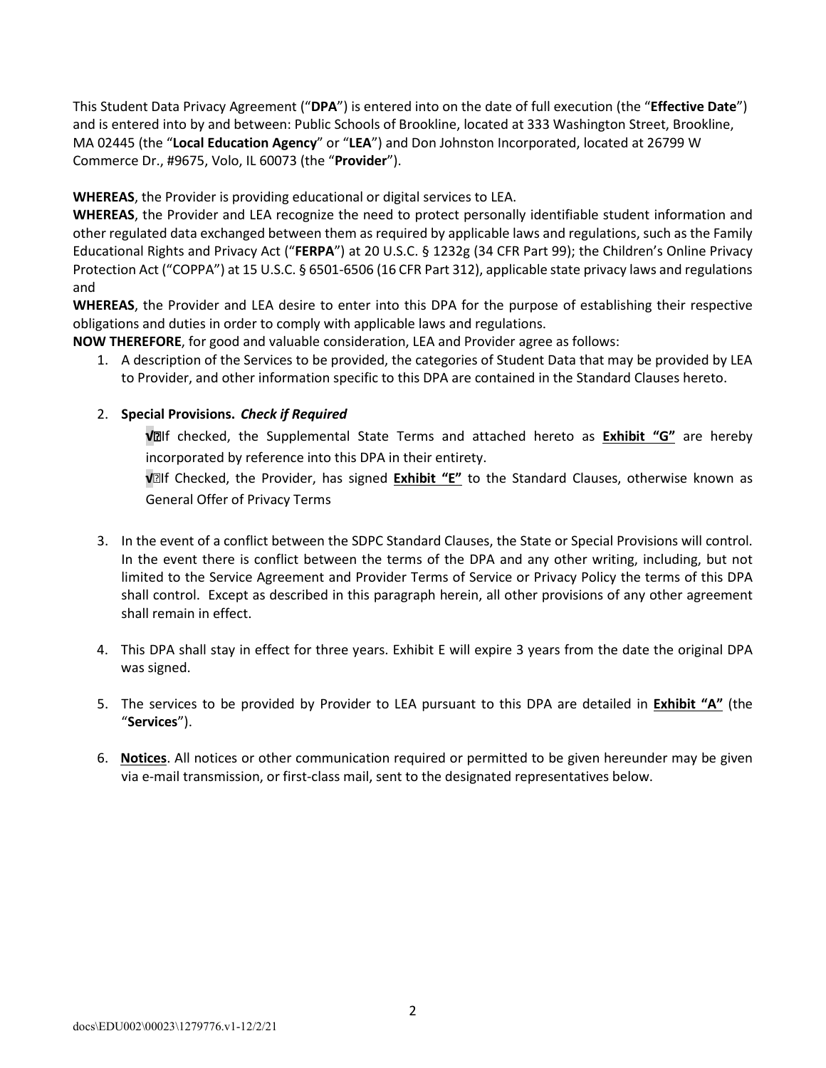This Student Data Privacy Agreement ("**DPA**") is entered into on the date of full execution (the "**Effective Date**") and is entered into by and between: Public Schools of Brookline, located at 333 Washington Street, Brookline, MA 02445 (the "**Local Education Agency**" or "**LEA**") and Don Johnston Incorporated, located at 26799 W Commerce Dr., #9675, Volo, IL 60073 (the "**Provider**").

**WHEREAS**, the Provider is providing educational or digital services to LEA.

**WHEREAS**, the Provider and LEA recognize the need to protect personally identifiable student information and other regulated data exchanged between them as required by applicable laws and regulations, such as the Family Educational Rights and Privacy Act ("**FERPA**") at 20 U.S.C. § 1232g (34 CFR Part 99); the Children's Online Privacy Protection Act ("COPPA") at 15 U.S.C. § 6501-6506 (16 CFR Part 312), applicable state privacy laws and regulations and

**WHEREAS**, the Provider and LEA desire to enter into this DPA for the purpose of establishing their respective obligations and duties in order to comply with applicable laws and regulations.

**NOW THEREFORE**, for good and valuable consideration, LEA and Provider agree as follows:

1. A description of the Services to be provided, the categories of Student Data that may be provided by LEA to Provider, and other information specific to this DPA are contained in the Standard Clauses hereto.

2. **Special Provisions.** ***Check if Required***

   **√**If checked, the Supplemental State Terms and attached hereto as **Exhibit "G"** are hereby incorporated by reference into this DPA in their entirety.

   **√**If Checked, the Provider, has signed **Exhibit "E"** to the Standard Clauses, otherwise known as General Offer of Privacy Terms

3. In the event of a conflict between the SDPC Standard Clauses, the State or Special Provisions will control. In the event there is conflict between the terms of the DPA and any other writing, including, but not limited to the Service Agreement and Provider Terms of Service or Privacy Policy the terms of this DPA shall control. Except as described in this paragraph herein, all other provisions of any other agreement shall remain in effect.

4. This DPA shall stay in effect for three years. Exhibit E will expire 3 years from the date the original DPA was signed.

5. The services to be provided by Provider to LEA pursuant to this DPA are detailed in **Exhibit "A"** (the "**Services**").

6. **Notices**. All notices or other communication required or permitted to be given hereunder may be given via e-mail transmission, or first-class mail, sent to the designated representatives below.

docs\EDU002\00023\1279776.v1-12/2/21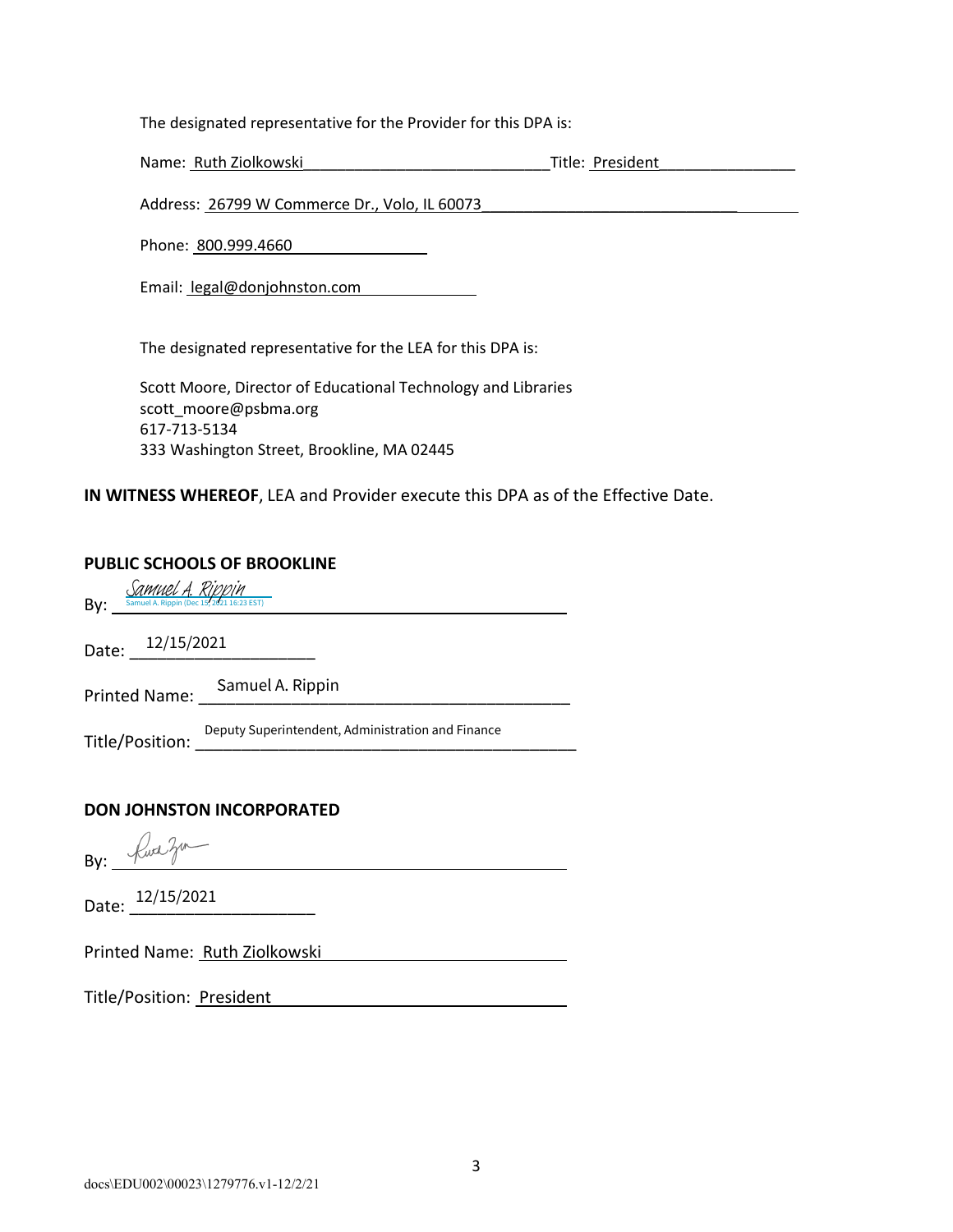The designated representative for the Provider for this DPA is:

Name: Ruth Ziolkowski Title: President

Address: 26799 W Commerce Dr., Volo, IL 60073

Phone: 800.999.4660

Email: legal@donjohnston.com

The designated representative for the LEA for this DPA is:

Scott Moore, Director of Educational Technology and Libraries
scott_moore@psbma.org
617-713-5134
333 Washington Street, Brookline, MA 02445

**IN WITNESS WHEREOF**, LEA and Provider execute this DPA as of the Effective Date.

**PUBLIC SCHOOLS OF BROOKLINE**

By: Samuel A. Rippin
Samuel A. Rippin (Dec 15, 2021 16:23 EST)

Date: 12/15/2021

Printed Name: Samuel A. Rippin

Title/Position: Deputy Superintendent, Administration and Finance

**DON JOHNSTON INCORPORATED**

By: [signature]

Date: 12/15/2021

Printed Name: Ruth Ziolkowski

Title/Position: President

docs\EDU002\00023\1279776.v1-12/2/21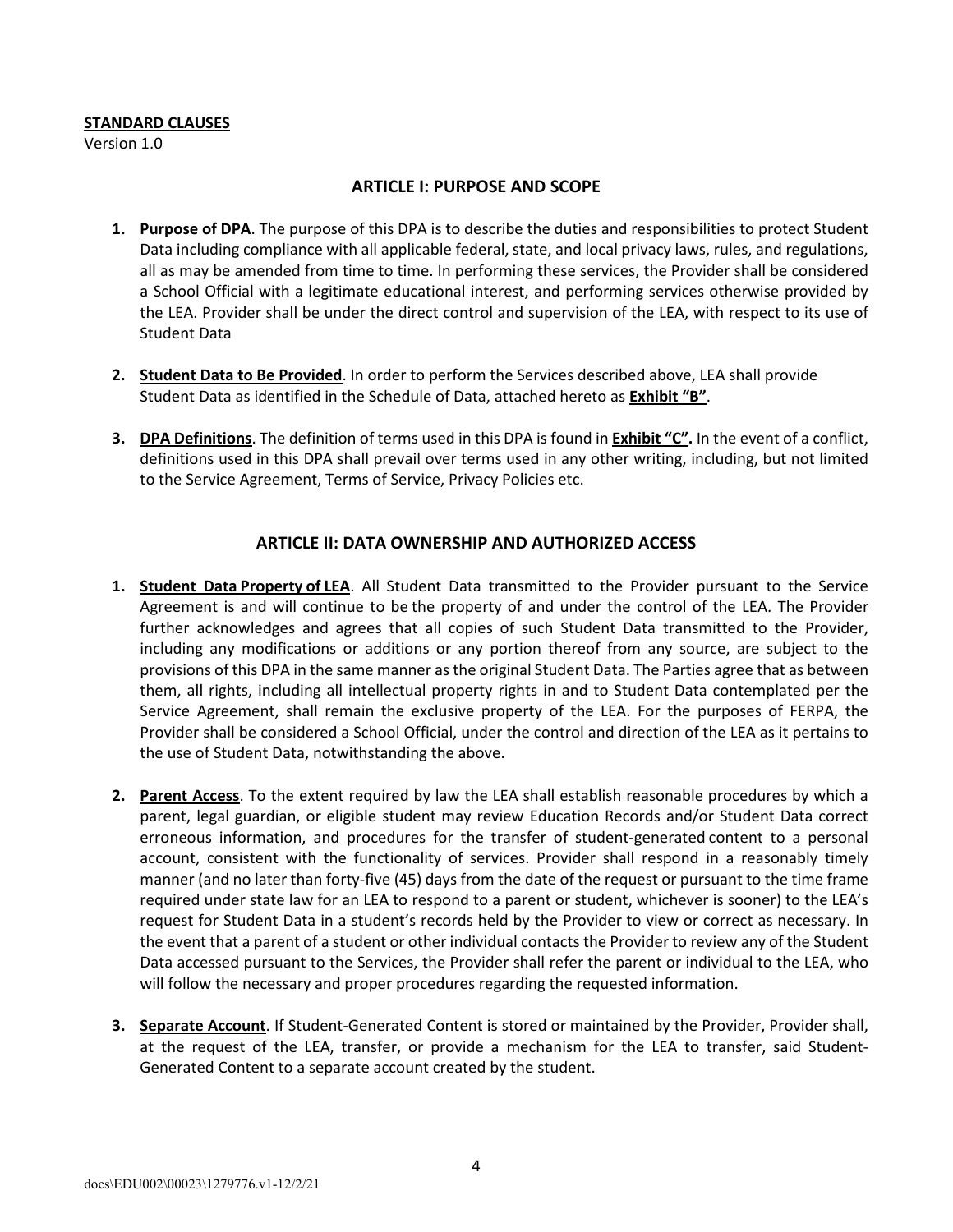**STANDARD CLAUSES**

Version 1.0

## ARTICLE I: PURPOSE AND SCOPE

1. **Purpose of DPA**. The purpose of this DPA is to describe the duties and responsibilities to protect Student Data including compliance with all applicable federal, state, and local privacy laws, rules, and regulations, all as may be amended from time to time. In performing these services, the Provider shall be considered a School Official with a legitimate educational interest, and performing services otherwise provided by the LEA. Provider shall be under the direct control and supervision of the LEA, with respect to its use of Student Data

2. **Student Data to Be Provided**. In order to perform the Services described above, LEA shall provide Student Data as identified in the Schedule of Data, attached hereto as **Exhibit "B"**.

3. **DPA Definitions**. The definition of terms used in this DPA is found in **Exhibit "C".** In the event of a conflict, definitions used in this DPA shall prevail over terms used in any other writing, including, but not limited to the Service Agreement, Terms of Service, Privacy Policies etc.

## ARTICLE II: DATA OWNERSHIP AND AUTHORIZED ACCESS

1. **Student Data Property of LEA**. All Student Data transmitted to the Provider pursuant to the Service Agreement is and will continue to be the property of and under the control of the LEA. The Provider further acknowledges and agrees that all copies of such Student Data transmitted to the Provider, including any modifications or additions or any portion thereof from any source, are subject to the provisions of this DPA in the same manner as the original Student Data. The Parties agree that as between them, all rights, including all intellectual property rights in and to Student Data contemplated per the Service Agreement, shall remain the exclusive property of the LEA. For the purposes of FERPA, the Provider shall be considered a School Official, under the control and direction of the LEA as it pertains to the use of Student Data, notwithstanding the above.

2. **Parent Access**. To the extent required by law the LEA shall establish reasonable procedures by which a parent, legal guardian, or eligible student may review Education Records and/or Student Data correct erroneous information, and procedures for the transfer of student-generated content to a personal account, consistent with the functionality of services. Provider shall respond in a reasonably timely manner (and no later than forty-five (45) days from the date of the request or pursuant to the time frame required under state law for an LEA to respond to a parent or student, whichever is sooner) to the LEA's request for Student Data in a student's records held by the Provider to view or correct as necessary. In the event that a parent of a student or other individual contacts the Provider to review any of the Student Data accessed pursuant to the Services, the Provider shall refer the parent or individual to the LEA, who will follow the necessary and proper procedures regarding the requested information.

3. **Separate Account**. If Student-Generated Content is stored or maintained by the Provider, Provider shall, at the request of the LEA, transfer, or provide a mechanism for the LEA to transfer, said Student-Generated Content to a separate account created by the student.

docs\EDU002\00023\1279776.v1-12/2/21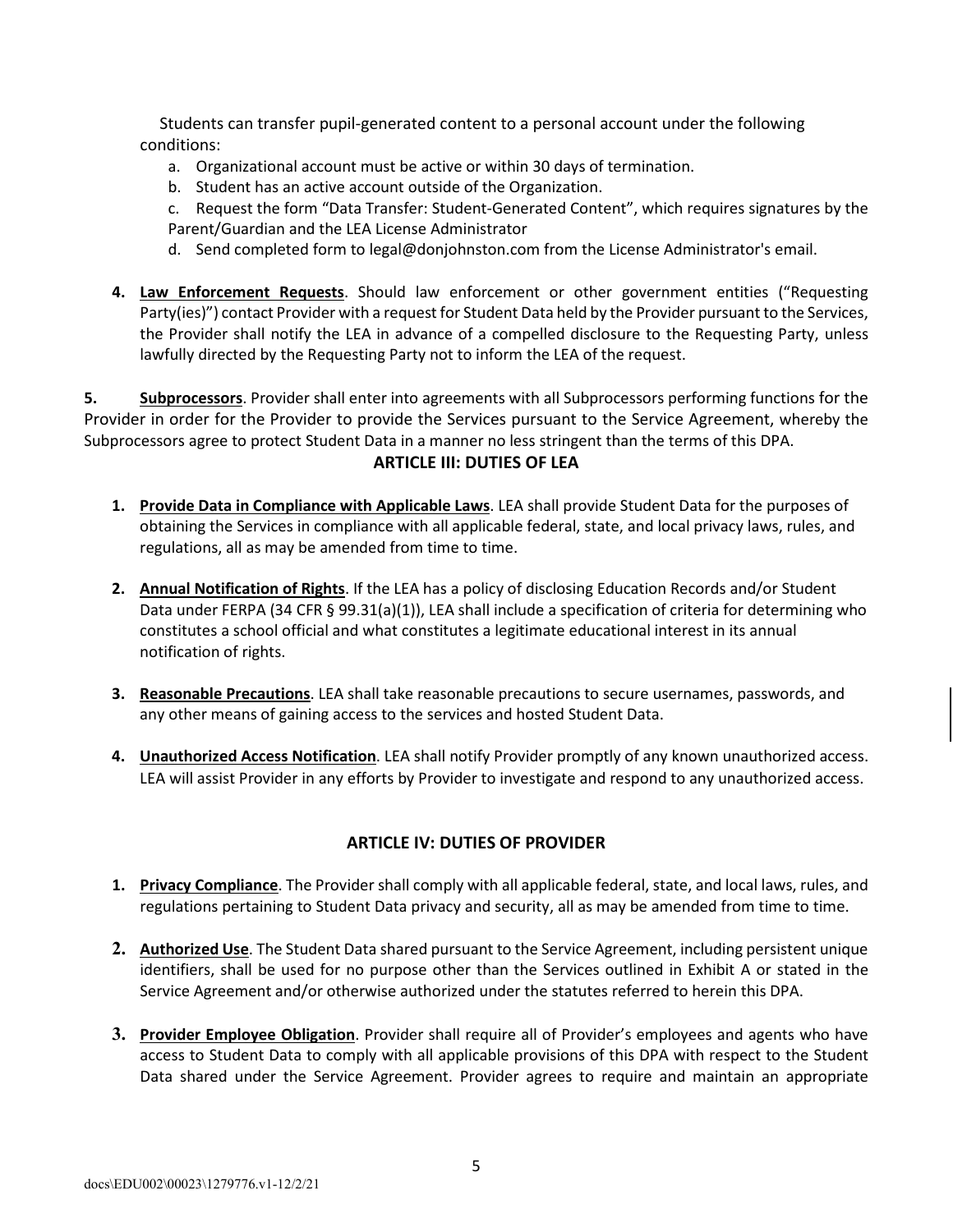Students can transfer pupil-generated content to a personal account under the following conditions:

a. Organizational account must be active or within 30 days of termination.
b. Student has an active account outside of the Organization.
c. Request the form "Data Transfer: Student-Generated Content", which requires signatures by the Parent/Guardian and the LEA License Administrator
d. Send completed form to legal@donjohnston.com from the License Administrator's email.

4. **Law Enforcement Requests**. Should law enforcement or other government entities ("Requesting Party(ies)") contact Provider with a request for Student Data held by the Provider pursuant to the Services, the Provider shall notify the LEA in advance of a compelled disclosure to the Requesting Party, unless lawfully directed by the Requesting Party not to inform the LEA of the request.

5. **Subprocessors**. Provider shall enter into agreements with all Subprocessors performing functions for the Provider in order for the Provider to provide the Services pursuant to the Service Agreement, whereby the Subprocessors agree to protect Student Data in a manner no less stringent than the terms of this DPA.

## ARTICLE III: DUTIES OF LEA

1. **Provide Data in Compliance with Applicable Laws**. LEA shall provide Student Data for the purposes of obtaining the Services in compliance with all applicable federal, state, and local privacy laws, rules, and regulations, all as may be amended from time to time.

2. **Annual Notification of Rights**. If the LEA has a policy of disclosing Education Records and/or Student Data under FERPA (34 CFR § 99.31(a)(1)), LEA shall include a specification of criteria for determining who constitutes a school official and what constitutes a legitimate educational interest in its annual notification of rights.

3. **Reasonable Precautions**. LEA shall take reasonable precautions to secure usernames, passwords, and any other means of gaining access to the services and hosted Student Data.

4. **Unauthorized Access Notification**. LEA shall notify Provider promptly of any known unauthorized access. LEA will assist Provider in any efforts by Provider to investigate and respond to any unauthorized access.

## ARTICLE IV: DUTIES OF PROVIDER

1. **Privacy Compliance**. The Provider shall comply with all applicable federal, state, and local laws, rules, and regulations pertaining to Student Data privacy and security, all as may be amended from time to time.

2. **Authorized Use**. The Student Data shared pursuant to the Service Agreement, including persistent unique identifiers, shall be used for no purpose other than the Services outlined in Exhibit A or stated in the Service Agreement and/or otherwise authorized under the statutes referred to herein this DPA.

3. **Provider Employee Obligation**. Provider shall require all of Provider's employees and agents who have access to Student Data to comply with all applicable provisions of this DPA with respect to the Student Data shared under the Service Agreement. Provider agrees to require and maintain an appropriate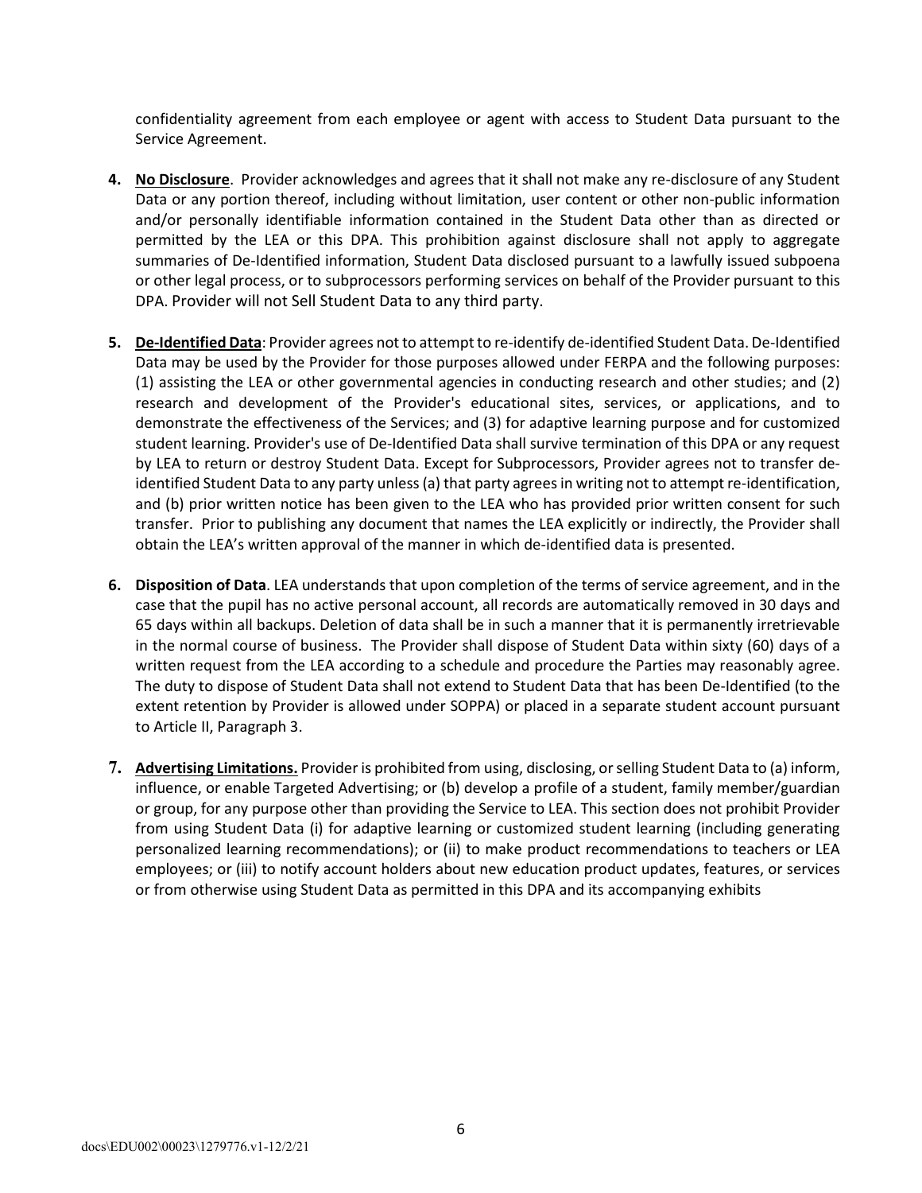confidentiality agreement from each employee or agent with access to Student Data pursuant to the Service Agreement.

4. **No Disclosure**. Provider acknowledges and agrees that it shall not make any re-disclosure of any Student Data or any portion thereof, including without limitation, user content or other non-public information and/or personally identifiable information contained in the Student Data other than as directed or permitted by the LEA or this DPA. This prohibition against disclosure shall not apply to aggregate summaries of De-Identified information, Student Data disclosed pursuant to a lawfully issued subpoena or other legal process, or to subprocessors performing services on behalf of the Provider pursuant to this DPA. Provider will not Sell Student Data to any third party.

5. **De-Identified Data**: Provider agrees not to attempt to re-identify de-identified Student Data. De-Identified Data may be used by the Provider for those purposes allowed under FERPA and the following purposes: (1) assisting the LEA or other governmental agencies in conducting research and other studies; and (2) research and development of the Provider's educational sites, services, or applications, and to demonstrate the effectiveness of the Services; and (3) for adaptive learning purpose and for customized student learning. Provider's use of De-Identified Data shall survive termination of this DPA or any request by LEA to return or destroy Student Data. Except for Subprocessors, Provider agrees not to transfer de-identified Student Data to any party unless (a) that party agrees in writing not to attempt re-identification, and (b) prior written notice has been given to the LEA who has provided prior written consent for such transfer. Prior to publishing any document that names the LEA explicitly or indirectly, the Provider shall obtain the LEA's written approval of the manner in which de-identified data is presented.

6. **Disposition of Data**. LEA understands that upon completion of the terms of service agreement, and in the case that the pupil has no active personal account, all records are automatically removed in 30 days and 65 days within all backups. Deletion of data shall be in such a manner that it is permanently irretrievable in the normal course of business. The Provider shall dispose of Student Data within sixty (60) days of a written request from the LEA according to a schedule and procedure the Parties may reasonably agree. The duty to dispose of Student Data shall not extend to Student Data that has been De-Identified (to the extent retention by Provider is allowed under SOPPA) or placed in a separate student account pursuant to Article II, Paragraph 3.

7. **Advertising Limitations.** Provider is prohibited from using, disclosing, or selling Student Data to (a) inform, influence, or enable Targeted Advertising; or (b) develop a profile of a student, family member/guardian or group, for any purpose other than providing the Service to LEA. This section does not prohibit Provider from using Student Data (i) for adaptive learning or customized student learning (including generating personalized learning recommendations); or (ii) to make product recommendations to teachers or LEA employees; or (iii) to notify account holders about new education product updates, features, or services or from otherwise using Student Data as permitted in this DPA and its accompanying exhibits

docs\EDU002\00023\1279776.v1-12/2/21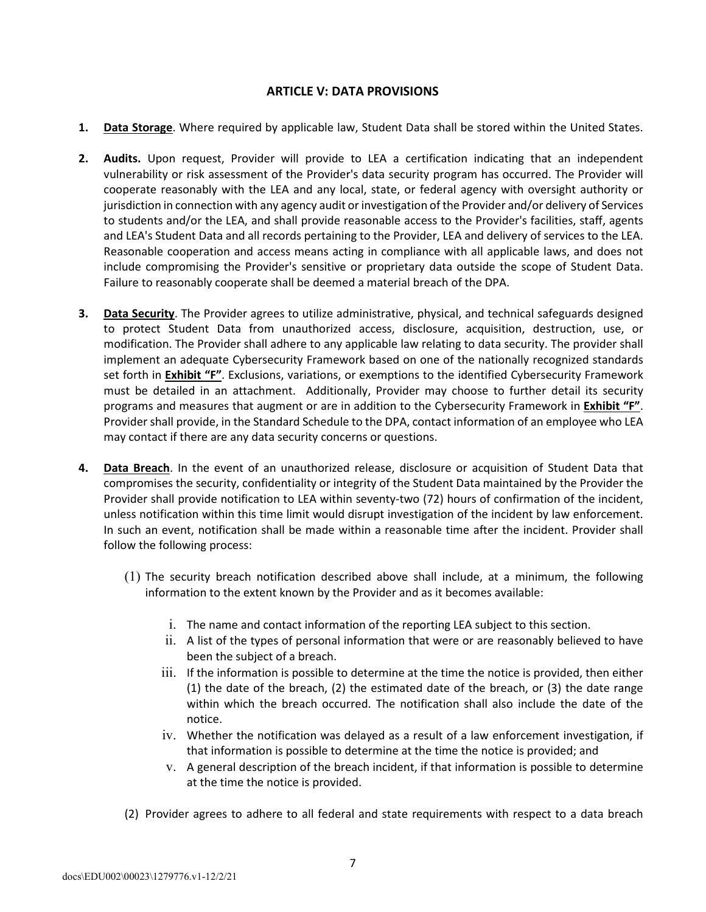## ARTICLE V: DATA PROVISIONS

1. **Data Storage**. Where required by applicable law, Student Data shall be stored within the United States.

2. **Audits.** Upon request, Provider will provide to LEA a certification indicating that an independent vulnerability or risk assessment of the Provider's data security program has occurred. The Provider will cooperate reasonably with the LEA and any local, state, or federal agency with oversight authority or jurisdiction in connection with any agency audit or investigation of the Provider and/or delivery of Services to students and/or the LEA, and shall provide reasonable access to the Provider's facilities, staff, agents and LEA's Student Data and all records pertaining to the Provider, LEA and delivery of services to the LEA. Reasonable cooperation and access means acting in compliance with all applicable laws, and does not include compromising the Provider's sensitive or proprietary data outside the scope of Student Data. Failure to reasonably cooperate shall be deemed a material breach of the DPA.

3. **Data Security**. The Provider agrees to utilize administrative, physical, and technical safeguards designed to protect Student Data from unauthorized access, disclosure, acquisition, destruction, use, or modification. The Provider shall adhere to any applicable law relating to data security. The provider shall implement an adequate Cybersecurity Framework based on one of the nationally recognized standards set forth in **Exhibit "F"**. Exclusions, variations, or exemptions to the identified Cybersecurity Framework must be detailed in an attachment. Additionally, Provider may choose to further detail its security programs and measures that augment or are in addition to the Cybersecurity Framework in **Exhibit "F"**. Provider shall provide, in the Standard Schedule to the DPA, contact information of an employee who LEA may contact if there are any data security concerns or questions.

4. **Data Breach**. In the event of an unauthorized release, disclosure or acquisition of Student Data that compromises the security, confidentiality or integrity of the Student Data maintained by the Provider the Provider shall provide notification to LEA within seventy-two (72) hours of confirmation of the incident, unless notification within this time limit would disrupt investigation of the incident by law enforcement. In such an event, notification shall be made within a reasonable time after the incident. Provider shall follow the following process:

   (1) The security breach notification described above shall include, at a minimum, the following information to the extent known by the Provider and as it becomes available:

      i. The name and contact information of the reporting LEA subject to this section.
      ii. A list of the types of personal information that were or are reasonably believed to have been the subject of a breach.
      iii. If the information is possible to determine at the time the notice is provided, then either (1) the date of the breach, (2) the estimated date of the breach, or (3) the date range within which the breach occurred. The notification shall also include the date of the notice.
      iv. Whether the notification was delayed as a result of a law enforcement investigation, if that information is possible to determine at the time the notice is provided; and
      v. A general description of the breach incident, if that information is possible to determine at the time the notice is provided.

   (2) Provider agrees to adhere to all federal and state requirements with respect to a data breach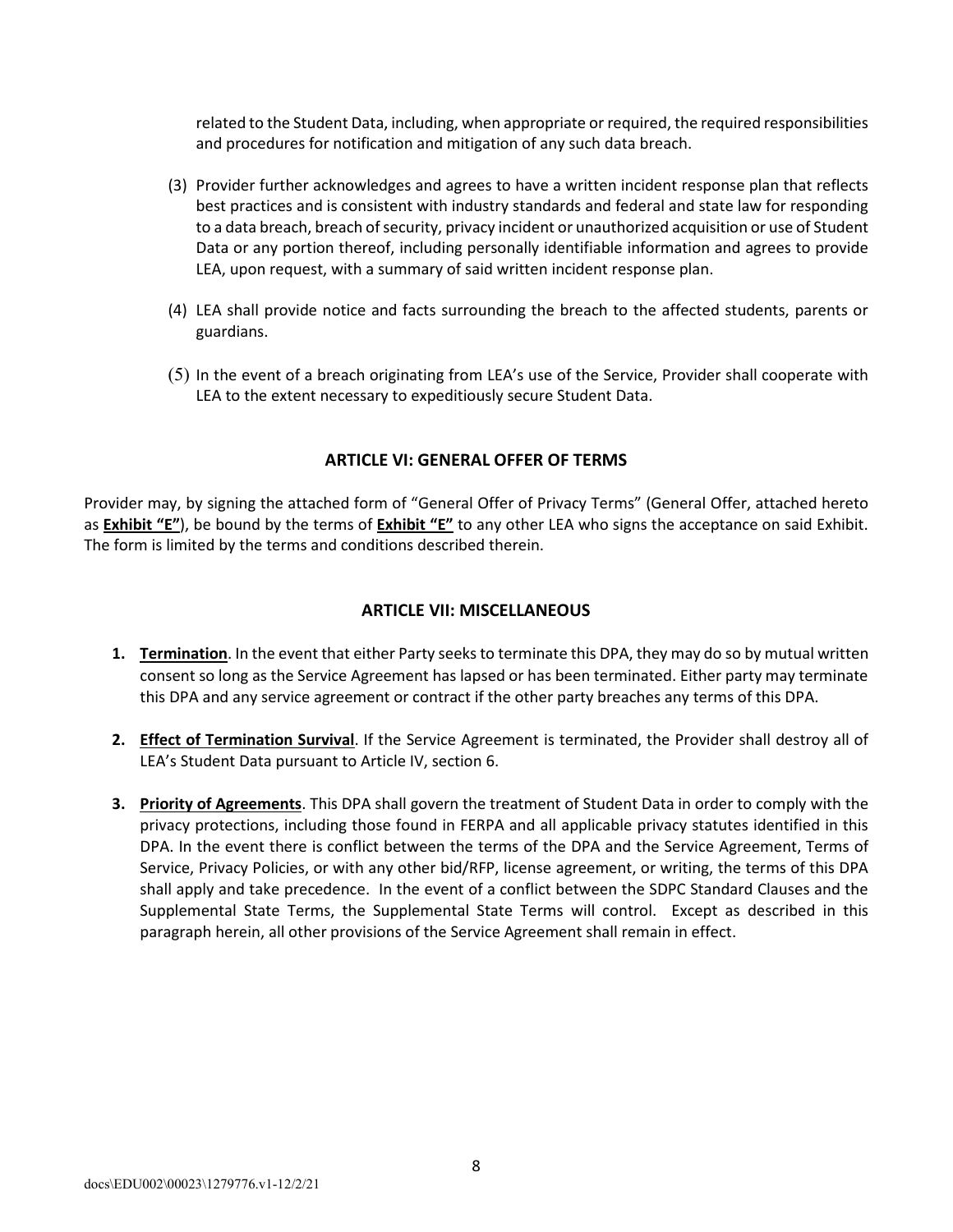related to the Student Data, including, when appropriate or required, the required responsibilities and procedures for notification and mitigation of any such data breach.

(3) Provider further acknowledges and agrees to have a written incident response plan that reflects best practices and is consistent with industry standards and federal and state law for responding to a data breach, breach of security, privacy incident or unauthorized acquisition or use of Student Data or any portion thereof, including personally identifiable information and agrees to provide LEA, upon request, with a summary of said written incident response plan.

(4) LEA shall provide notice and facts surrounding the breach to the affected students, parents or guardians.

(5) In the event of a breach originating from LEA's use of the Service, Provider shall cooperate with LEA to the extent necessary to expeditiously secure Student Data.

## ARTICLE VI: GENERAL OFFER OF TERMS

Provider may, by signing the attached form of "General Offer of Privacy Terms" (General Offer, attached hereto as **Exhibit "E"**), be bound by the terms of **Exhibit "E"** to any other LEA who signs the acceptance on said Exhibit. The form is limited by the terms and conditions described therein.

## ARTICLE VII: MISCELLANEOUS

1. **Termination**. In the event that either Party seeks to terminate this DPA, they may do so by mutual written consent so long as the Service Agreement has lapsed or has been terminated. Either party may terminate this DPA and any service agreement or contract if the other party breaches any terms of this DPA.

2. **Effect of Termination Survival**. If the Service Agreement is terminated, the Provider shall destroy all of LEA's Student Data pursuant to Article IV, section 6.

3. **Priority of Agreements**. This DPA shall govern the treatment of Student Data in order to comply with the privacy protections, including those found in FERPA and all applicable privacy statutes identified in this DPA. In the event there is conflict between the terms of the DPA and the Service Agreement, Terms of Service, Privacy Policies, or with any other bid/RFP, license agreement, or writing, the terms of this DPA shall apply and take precedence. In the event of a conflict between the SDPC Standard Clauses and the Supplemental State Terms, the Supplemental State Terms will control. Except as described in this paragraph herein, all other provisions of the Service Agreement shall remain in effect.

docs\EDU002\00023\1279776.v1-12/2/21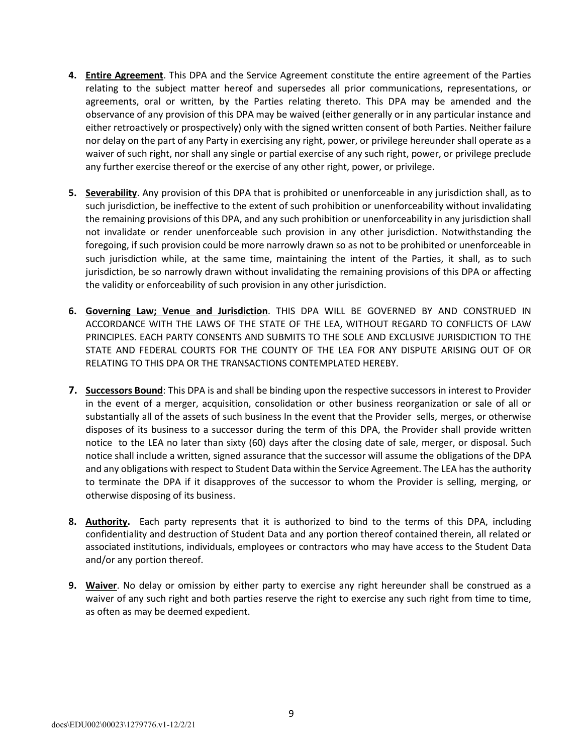4. **Entire Agreement**. This DPA and the Service Agreement constitute the entire agreement of the Parties relating to the subject matter hereof and supersedes all prior communications, representations, or agreements, oral or written, by the Parties relating thereto. This DPA may be amended and the observance of any provision of this DPA may be waived (either generally or in any particular instance and either retroactively or prospectively) only with the signed written consent of both Parties. Neither failure nor delay on the part of any Party in exercising any right, power, or privilege hereunder shall operate as a waiver of such right, nor shall any single or partial exercise of any such right, power, or privilege preclude any further exercise thereof or the exercise of any other right, power, or privilege.

5. **Severability**. Any provision of this DPA that is prohibited or unenforceable in any jurisdiction shall, as to such jurisdiction, be ineffective to the extent of such prohibition or unenforceability without invalidating the remaining provisions of this DPA, and any such prohibition or unenforceability in any jurisdiction shall not invalidate or render unenforceable such provision in any other jurisdiction. Notwithstanding the foregoing, if such provision could be more narrowly drawn so as not to be prohibited or unenforceable in such jurisdiction while, at the same time, maintaining the intent of the Parties, it shall, as to such jurisdiction, be so narrowly drawn without invalidating the remaining provisions of this DPA or affecting the validity or enforceability of such provision in any other jurisdiction.

6. **Governing Law; Venue and Jurisdiction**. THIS DPA WILL BE GOVERNED BY AND CONSTRUED IN ACCORDANCE WITH THE LAWS OF THE STATE OF THE LEA, WITHOUT REGARD TO CONFLICTS OF LAW PRINCIPLES. EACH PARTY CONSENTS AND SUBMITS TO THE SOLE AND EXCLUSIVE JURISDICTION TO THE STATE AND FEDERAL COURTS FOR THE COUNTY OF THE LEA FOR ANY DISPUTE ARISING OUT OF OR RELATING TO THIS DPA OR THE TRANSACTIONS CONTEMPLATED HEREBY.

7. **Successors Bound**: This DPA is and shall be binding upon the respective successors in interest to Provider in the event of a merger, acquisition, consolidation or other business reorganization or sale of all or substantially all of the assets of such business In the event that the Provider sells, merges, or otherwise disposes of its business to a successor during the term of this DPA, the Provider shall provide written notice to the LEA no later than sixty (60) days after the closing date of sale, merger, or disposal. Such notice shall include a written, signed assurance that the successor will assume the obligations of the DPA and any obligations with respect to Student Data within the Service Agreement. The LEA has the authority to terminate the DPA if it disapproves of the successor to whom the Provider is selling, merging, or otherwise disposing of its business.

8. **Authority.** Each party represents that it is authorized to bind to the terms of this DPA, including confidentiality and destruction of Student Data and any portion thereof contained therein, all related or associated institutions, individuals, employees or contractors who may have access to the Student Data and/or any portion thereof.

9. **Waiver**. No delay or omission by either party to exercise any right hereunder shall be construed as a waiver of any such right and both parties reserve the right to exercise any such right from time to time, as often as may be deemed expedient.

docs\EDU002\00023\1279776.v1-12/2/21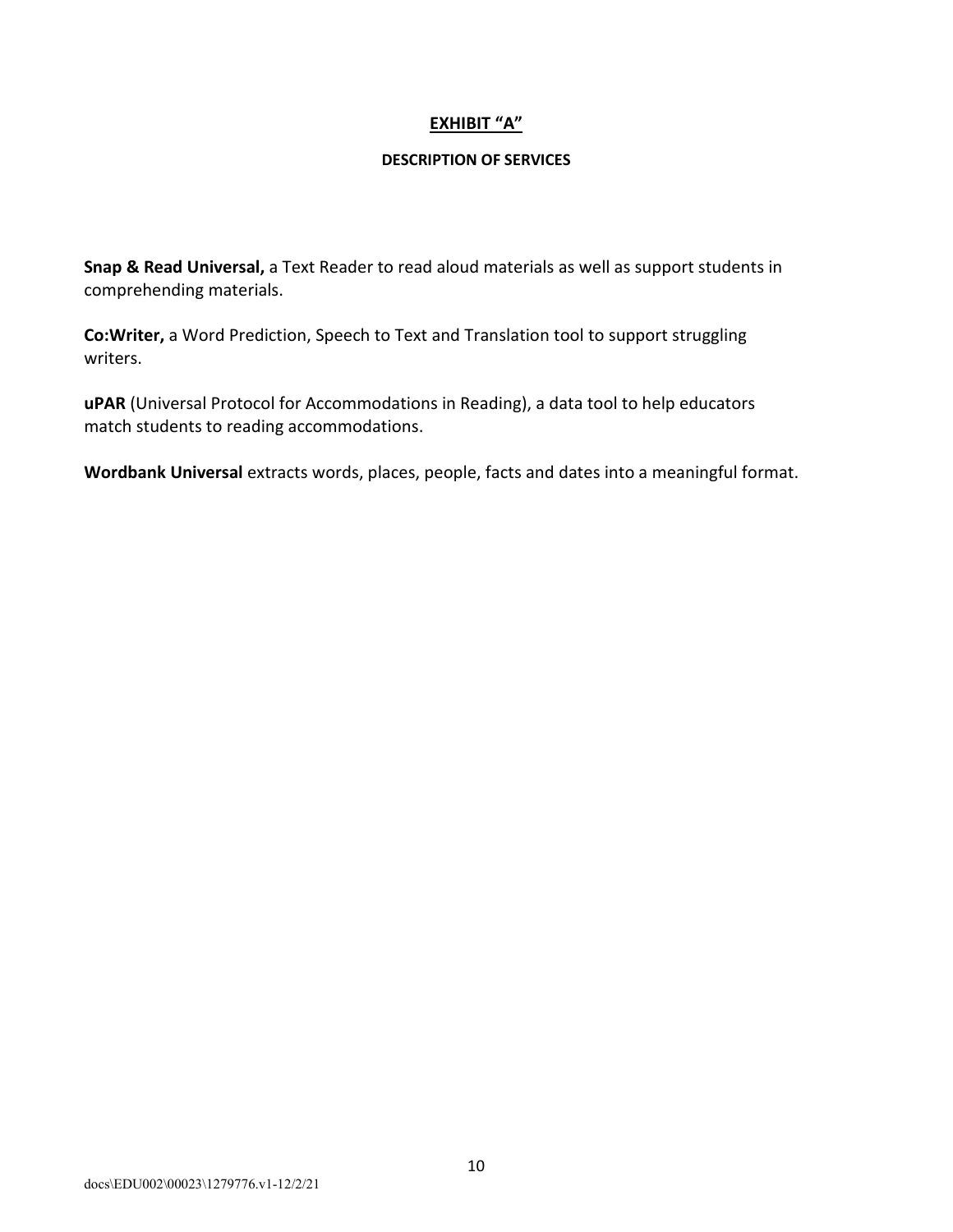## EXHIBIT "A"

### DESCRIPTION OF SERVICES

**Snap & Read Universal,** a Text Reader to read aloud materials as well as support students in comprehending materials.

**Co:Writer,** a Word Prediction, Speech to Text and Translation tool to support struggling writers.

**uPAR** (Universal Protocol for Accommodations in Reading), a data tool to help educators match students to reading accommodations.

**Wordbank Universal** extracts words, places, people, facts and dates into a meaningful format.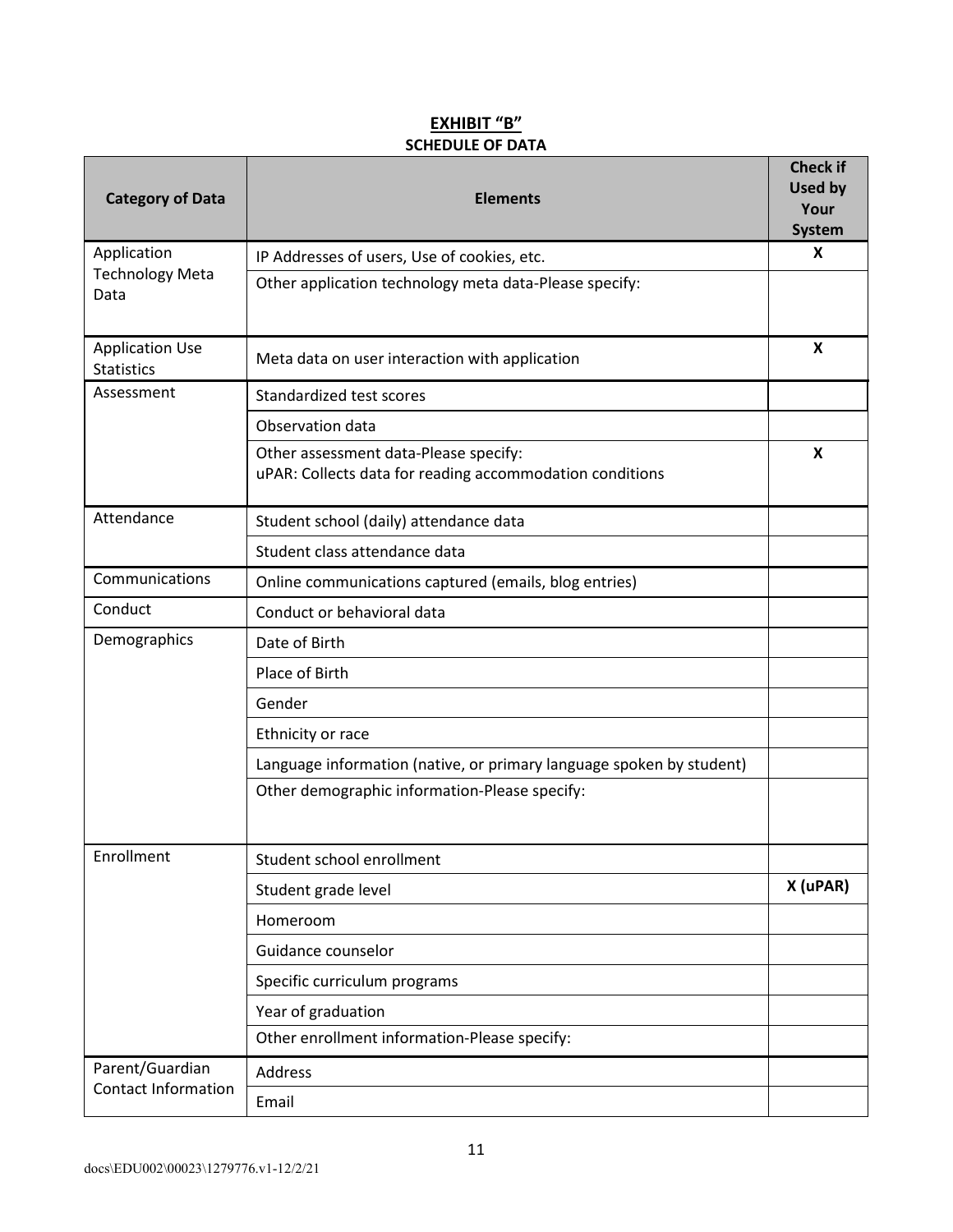**EXHIBIT "B"**

**SCHEDULE OF DATA**

| Category of Data | Elements | Check if Used by Your System |
|---|---|---|
| Application Technology Meta Data | IP Addresses of users, Use of cookies, etc. | X |
| | Other application technology meta data-Please specify: | |
| Application Use Statistics | Meta data on user interaction with application | X |
| Assessment | Standardized test scores | |
| | Observation data | |
| | Other assessment data-Please specify: uPAR: Collects data for reading accommodation conditions | X |
| Attendance | Student school (daily) attendance data | |
| | Student class attendance data | |
| Communications | Online communications captured (emails, blog entries) | |
| Conduct | Conduct or behavioral data | |
| Demographics | Date of Birth | |
| | Place of Birth | |
| | Gender | |
| | Ethnicity or race | |
| | Language information (native, or primary language spoken by student) | |
| | Other demographic information-Please specify: | |
| Enrollment | Student school enrollment | |
| | Student grade level | X (uPAR) |
| | Homeroom | |
| | Guidance counselor | |
| | Specific curriculum programs | |
| | Year of graduation | |
| | Other enrollment information-Please specify: | |
| Parent/Guardian Contact Information | Address | |
| | Email | |

docs\EDU002\00023\1279776.v1-12/2/21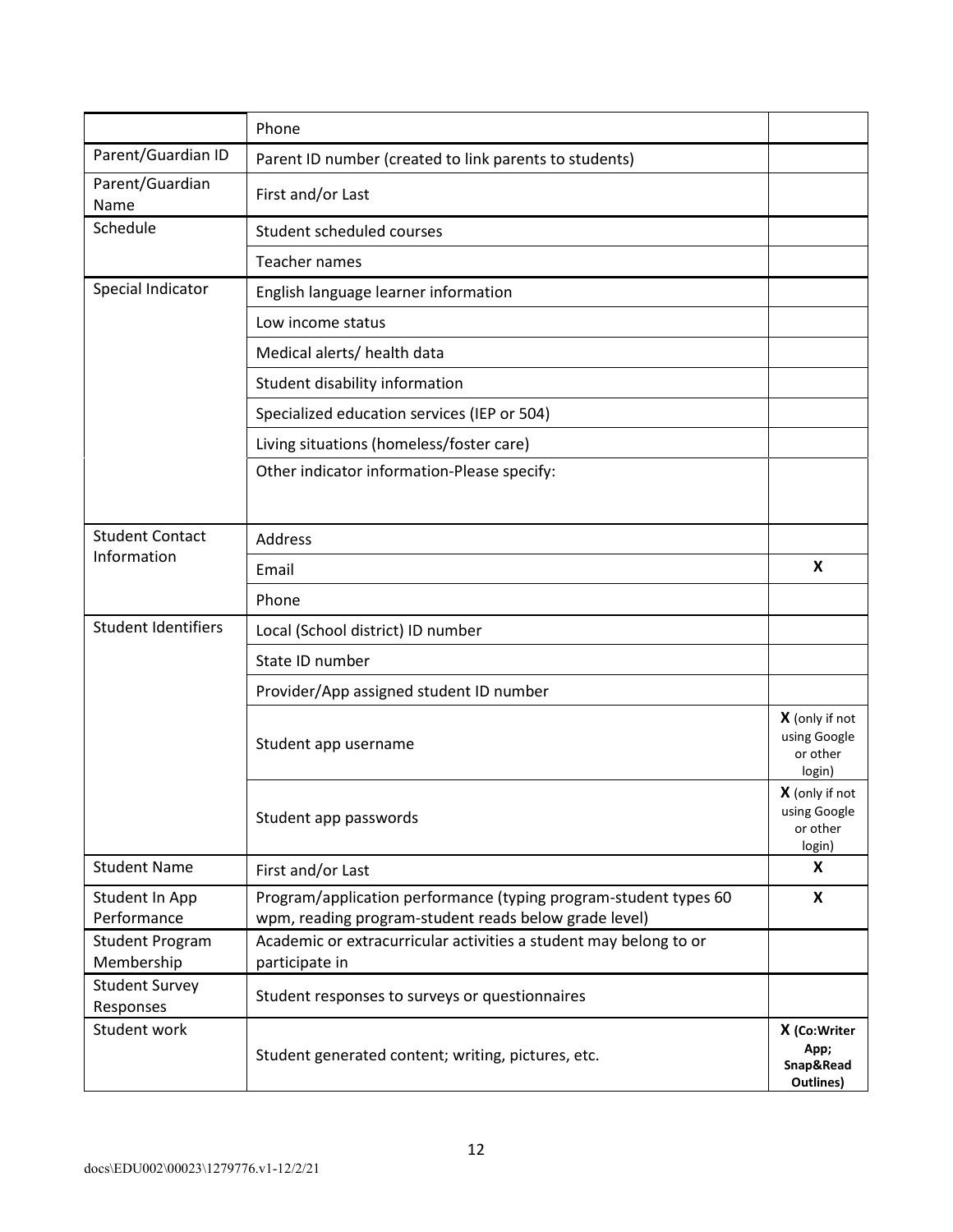| | | |
|---|---|---|
| | Phone | |
| Parent/Guardian ID | Parent ID number (created to link parents to students) | |
| Parent/Guardian Name | First and/or Last | |
| Schedule | Student scheduled courses | |
| | Teacher names | |
| Special Indicator | English language learner information | |
| | Low income status | |
| | Medical alerts/ health data | |
| | Student disability information | |
| | Specialized education services (IEP or 504) | |
| | Living situations (homeless/foster care) | |
| | Other indicator information-Please specify: | |
| Student Contact Information | Address | |
| | Email | **X** |
| | Phone | |
| Student Identifiers | Local (School district) ID number | |
| | State ID number | |
| | Provider/App assigned student ID number | |
| | Student app username | **X** (only if not using Google or other login) |
| | Student app passwords | **X** (only if not using Google or other login) |
| Student Name | First and/or Last | **X** |
| Student In App Performance | Program/application performance (typing program-student types 60 wpm, reading program-student reads below grade level) | **X** |
| Student Program Membership | Academic or extracurricular activities a student may belong to or participate in | |
| Student Survey Responses | Student responses to surveys or questionnaires | |
| Student work | Student generated content; writing, pictures, etc. | **X (Co:Writer App; Snap&Read Outlines)** |

docs\EDU002\00023\1279776.v1-12/2/21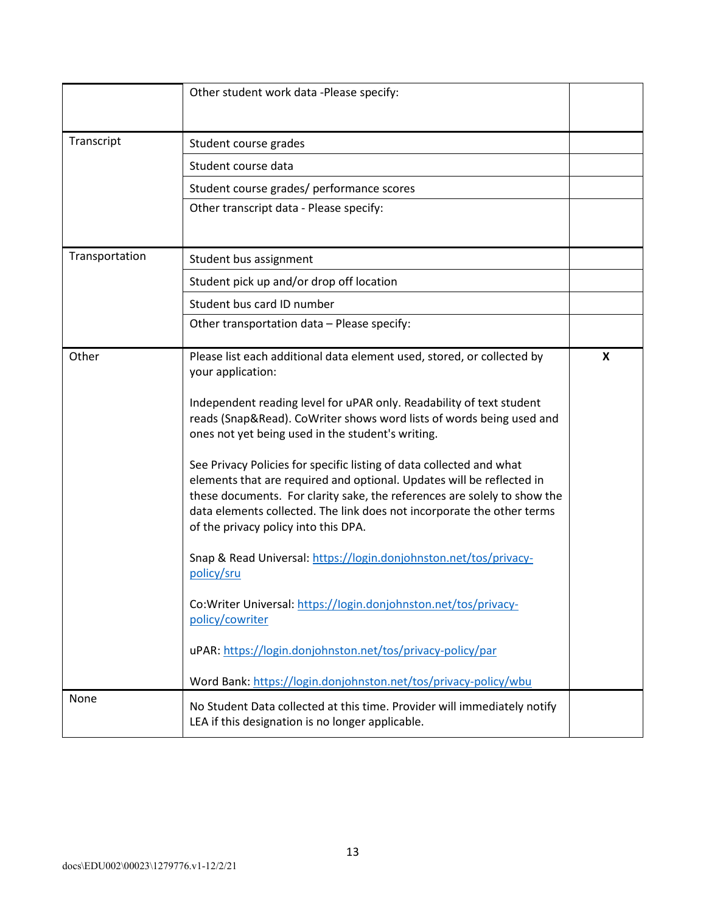| | | |
|---|---|---|
| | Other student work data -Please specify: | |
| Transcript | Student course grades | |
| | Student course data | |
| | Student course grades/ performance scores | |
| | Other transcript data - Please specify: | |
| Transportation | Student bus assignment | |
| | Student pick up and/or drop off location | |
| | Student bus card ID number | |
| | Other transportation data – Please specify: | |
| Other | Please list each additional data element used, stored, or collected by your application:<br><br>Independent reading level for uPAR only. Readability of text student reads (Snap&Read). CoWriter shows word lists of words being used and ones not yet being used in the student's writing.<br><br>See Privacy Policies for specific listing of data collected and what elements that are required and optional. Updates will be reflected in these documents. For clarity sake, the references are solely to show the data elements collected. The link does not incorporate the other terms of the privacy policy into this DPA.<br><br>Snap & Read Universal: https://login.donjohnston.net/tos/privacy-policy/sru<br><br>Co:Writer Universal: https://login.donjohnston.net/tos/privacy-policy/cowriter<br><br>uPAR: https://login.donjohnston.net/tos/privacy-policy/par<br><br>Word Bank: https://login.donjohnston.net/tos/privacy-policy/wbu | **X** |
| None | No Student Data collected at this time. Provider will immediately notify LEA if this designation is no longer applicable. | |

docs\EDU002\00023\1279776.v1-12/2/21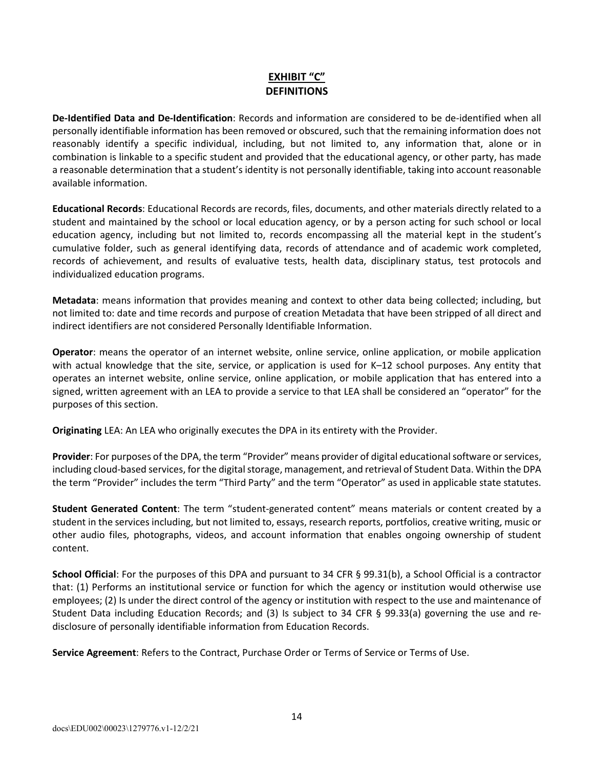# EXHIBIT "C"
## DEFINITIONS

**De-Identified Data and De-Identification**: Records and information are considered to be de-identified when all personally identifiable information has been removed or obscured, such that the remaining information does not reasonably identify a specific individual, including, but not limited to, any information that, alone or in combination is linkable to a specific student and provided that the educational agency, or other party, has made a reasonable determination that a student's identity is not personally identifiable, taking into account reasonable available information.

**Educational Records**: Educational Records are records, files, documents, and other materials directly related to a student and maintained by the school or local education agency, or by a person acting for such school or local education agency, including but not limited to, records encompassing all the material kept in the student's cumulative folder, such as general identifying data, records of attendance and of academic work completed, records of achievement, and results of evaluative tests, health data, disciplinary status, test protocols and individualized education programs.

**Metadata**: means information that provides meaning and context to other data being collected; including, but not limited to: date and time records and purpose of creation Metadata that have been stripped of all direct and indirect identifiers are not considered Personally Identifiable Information.

**Operator**: means the operator of an internet website, online service, online application, or mobile application with actual knowledge that the site, service, or application is used for K–12 school purposes. Any entity that operates an internet website, online service, online application, or mobile application that has entered into a signed, written agreement with an LEA to provide a service to that LEA shall be considered an "operator" for the purposes of this section.

**Originating** LEA: An LEA who originally executes the DPA in its entirety with the Provider.

**Provider**: For purposes of the DPA, the term "Provider" means provider of digital educational software or services, including cloud-based services, for the digital storage, management, and retrieval of Student Data. Within the DPA the term "Provider" includes the term "Third Party" and the term "Operator" as used in applicable state statutes.

**Student Generated Content**: The term "student-generated content" means materials or content created by a student in the services including, but not limited to, essays, research reports, portfolios, creative writing, music or other audio files, photographs, videos, and account information that enables ongoing ownership of student content.

**School Official**: For the purposes of this DPA and pursuant to 34 CFR § 99.31(b), a School Official is a contractor that: (1) Performs an institutional service or function for which the agency or institution would otherwise use employees; (2) Is under the direct control of the agency or institution with respect to the use and maintenance of Student Data including Education Records; and (3) Is subject to 34 CFR § 99.33(a) governing the use and re-disclosure of personally identifiable information from Education Records.

**Service Agreement**: Refers to the Contract, Purchase Order or Terms of Service or Terms of Use.

docs\EDU002\00023\1279776.v1-12/2/21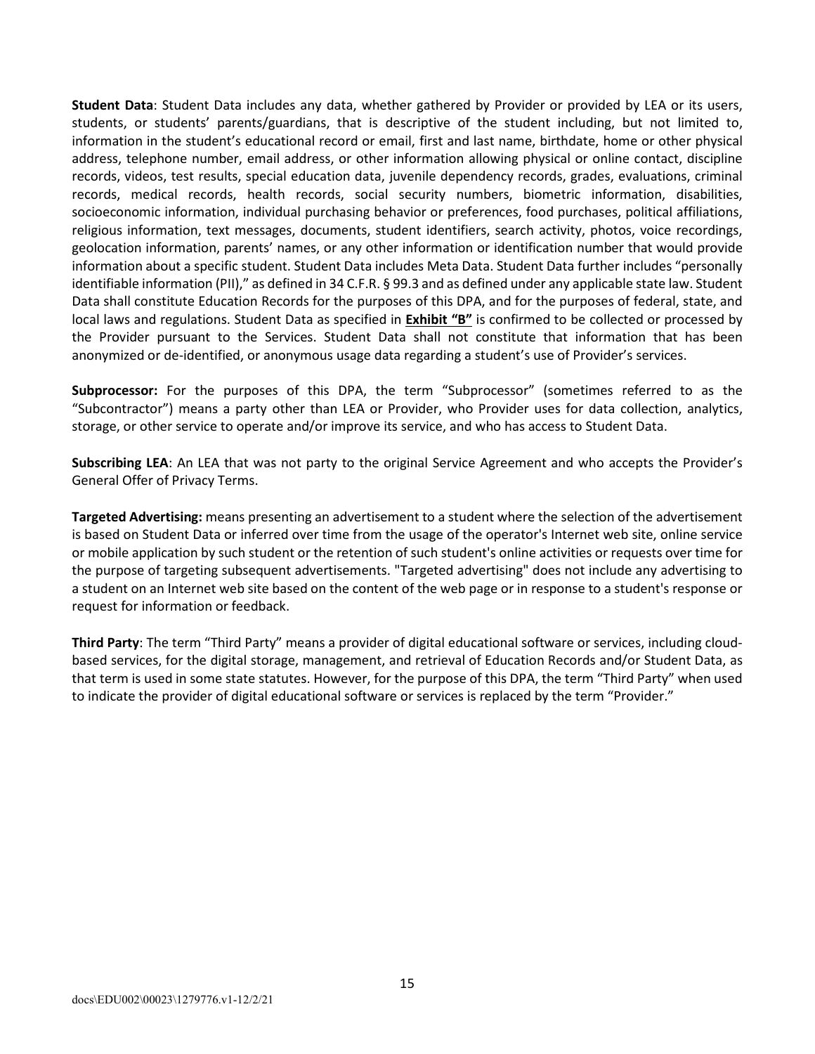**Student Data**: Student Data includes any data, whether gathered by Provider or provided by LEA or its users, students, or students' parents/guardians, that is descriptive of the student including, but not limited to, information in the student's educational record or email, first and last name, birthdate, home or other physical address, telephone number, email address, or other information allowing physical or online contact, discipline records, videos, test results, special education data, juvenile dependency records, grades, evaluations, criminal records, medical records, health records, social security numbers, biometric information, disabilities, socioeconomic information, individual purchasing behavior or preferences, food purchases, political affiliations, religious information, text messages, documents, student identifiers, search activity, photos, voice recordings, geolocation information, parents' names, or any other information or identification number that would provide information about a specific student. Student Data includes Meta Data. Student Data further includes "personally identifiable information (PII)," as defined in 34 C.F.R. § 99.3 and as defined under any applicable state law. Student Data shall constitute Education Records for the purposes of this DPA, and for the purposes of federal, state, and local laws and regulations. Student Data as specified in **Exhibit "B"** is confirmed to be collected or processed by the Provider pursuant to the Services. Student Data shall not constitute that information that has been anonymized or de-identified, or anonymous usage data regarding a student's use of Provider's services.

**Subprocessor:** For the purposes of this DPA, the term "Subprocessor" (sometimes referred to as the "Subcontractor") means a party other than LEA or Provider, who Provider uses for data collection, analytics, storage, or other service to operate and/or improve its service, and who has access to Student Data.

**Subscribing LEA**: An LEA that was not party to the original Service Agreement and who accepts the Provider's General Offer of Privacy Terms.

**Targeted Advertising:** means presenting an advertisement to a student where the selection of the advertisement is based on Student Data or inferred over time from the usage of the operator's Internet web site, online service or mobile application by such student or the retention of such student's online activities or requests over time for the purpose of targeting subsequent advertisements. "Targeted advertising" does not include any advertising to a student on an Internet web site based on the content of the web page or in response to a student's response or request for information or feedback.

**Third Party**: The term "Third Party" means a provider of digital educational software or services, including cloud-based services, for the digital storage, management, and retrieval of Education Records and/or Student Data, as that term is used in some state statutes. However, for the purpose of this DPA, the term "Third Party" when used to indicate the provider of digital educational software or services is replaced by the term "Provider."

docs\EDU002\00023\1279776.v1-12/2/21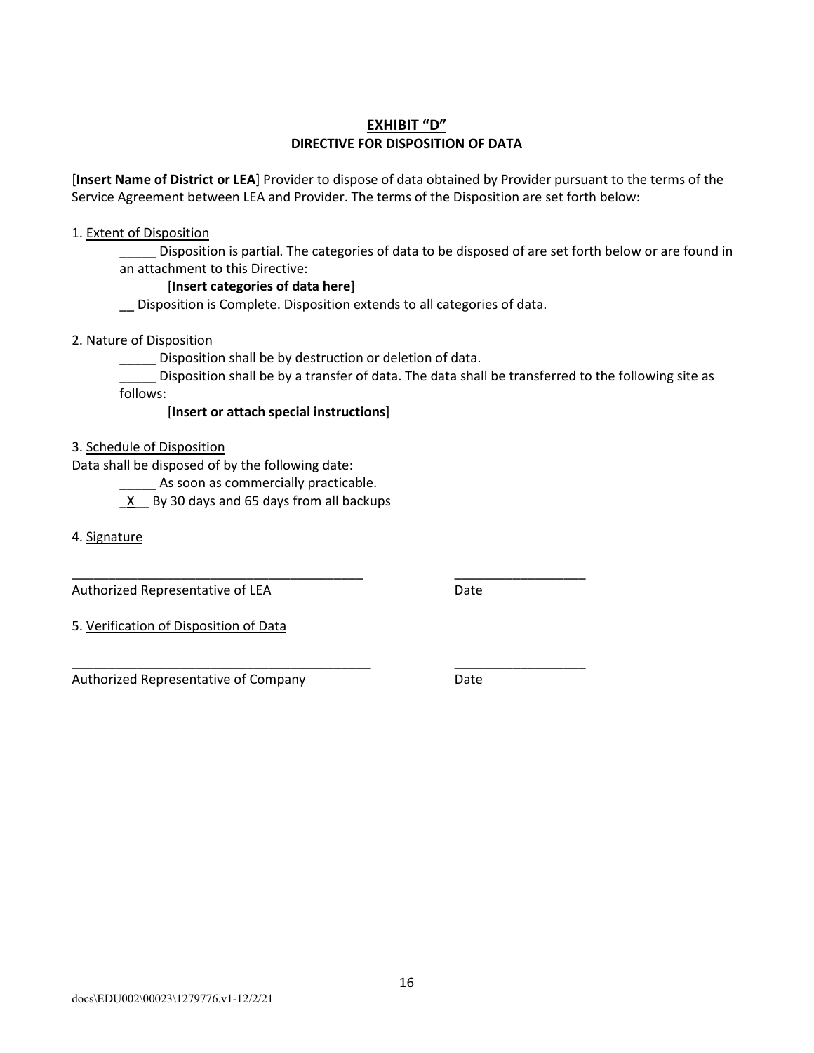## EXHIBIT "D"

### DIRECTIVE FOR DISPOSITION OF DATA

[**Insert Name of District or LEA**] Provider to dispose of data obtained by Provider pursuant to the terms of the Service Agreement between LEA and Provider. The terms of the Disposition are set forth below:

1. Extent of Disposition

    _____ Disposition is partial. The categories of data to be disposed of are set forth below or are found in an attachment to this Directive:

    [**Insert categories of data here**]

    __ Disposition is Complete. Disposition extends to all categories of data.

2. Nature of Disposition

    _____ Disposition shall be by destruction or deletion of data.

    _____ Disposition shall be by a transfer of data. The data shall be transferred to the following site as follows:

    [**Insert or attach special instructions**]

3. Schedule of Disposition

Data shall be disposed of by the following date:

    _____ As soon as commercially practicable.

    _X__ By 30 days and 65 days from all backups

4. Signature

_________________________________________ __________________

Authorized Representative of LEA Date

5. Verification of Disposition of Data

_________________________________________ __________________

Authorized Representative of Company Date

docs\EDU002\00023\1279776.v1-12/2/21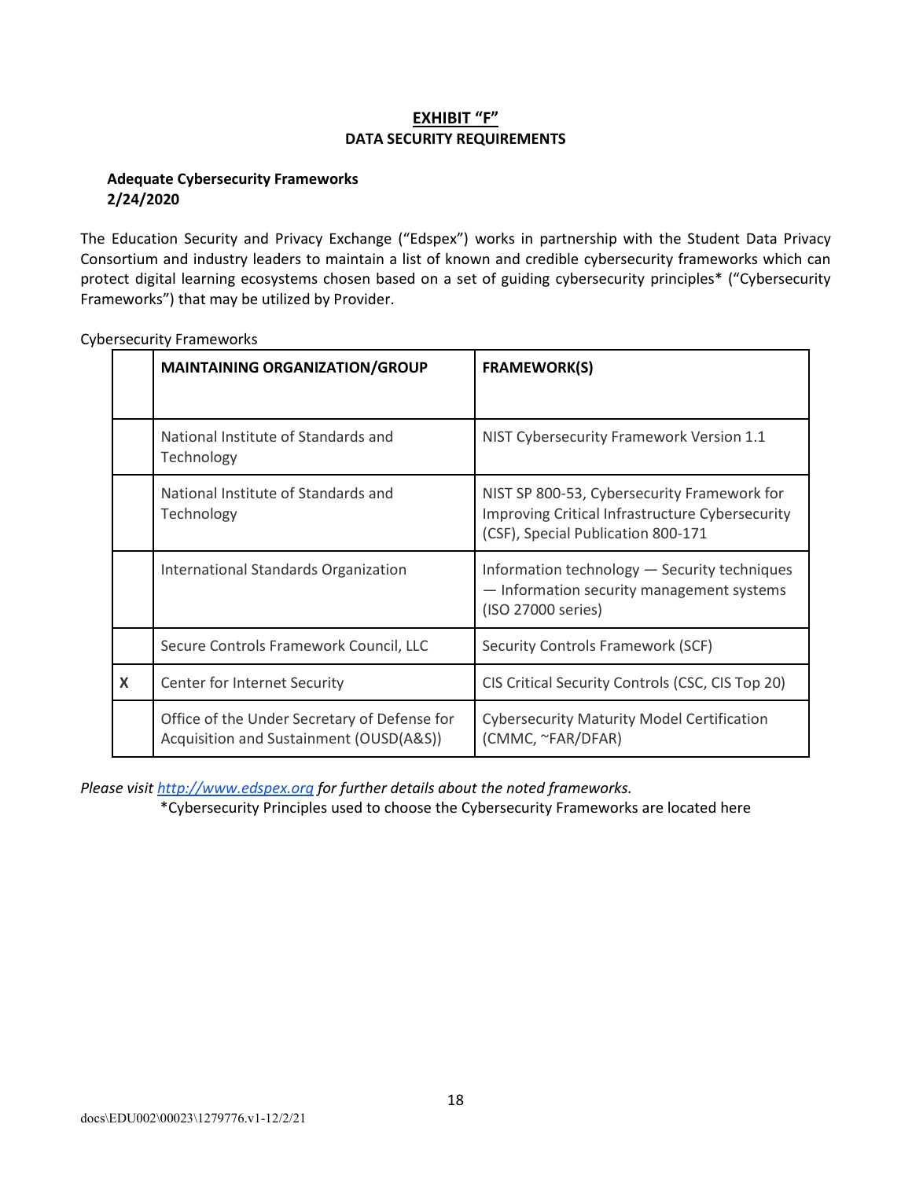# EXHIBIT "F"

## DATA SECURITY REQUIREMENTS

**Adequate Cybersecurity Frameworks**
**2/24/2020**

The Education Security and Privacy Exchange ("Edspex") works in partnership with the Student Data Privacy Consortium and industry leaders to maintain a list of known and credible cybersecurity frameworks which can protect digital learning ecosystems chosen based on a set of guiding cybersecurity principles* ("Cybersecurity Frameworks") that may be utilized by Provider.

Cybersecurity Frameworks

| | MAINTAINING ORGANIZATION/GROUP | FRAMEWORK(S) |
|---|---|---|
| | National Institute of Standards and Technology | NIST Cybersecurity Framework Version 1.1 |
| | National Institute of Standards and Technology | NIST SP 800-53, Cybersecurity Framework for Improving Critical Infrastructure Cybersecurity (CSF), Special Publication 800-171 |
| | International Standards Organization | Information technology — Security techniques — Information security management systems (ISO 27000 series) |
| | Secure Controls Framework Council, LLC | Security Controls Framework (SCF) |
| X | Center for Internet Security | CIS Critical Security Controls (CSC, CIS Top 20) |
| | Office of the Under Secretary of Defense for Acquisition and Sustainment (OUSD(A&S)) | Cybersecurity Maturity Model Certification (CMMC, ~FAR/DFAR) |

*Please visit [http://www.edspex.org](http://www.edspex.org) for further details about the noted frameworks.*

*Cybersecurity Principles used to choose the Cybersecurity Frameworks are located here

docs\EDU002\00023\1279776.v1-12/2/21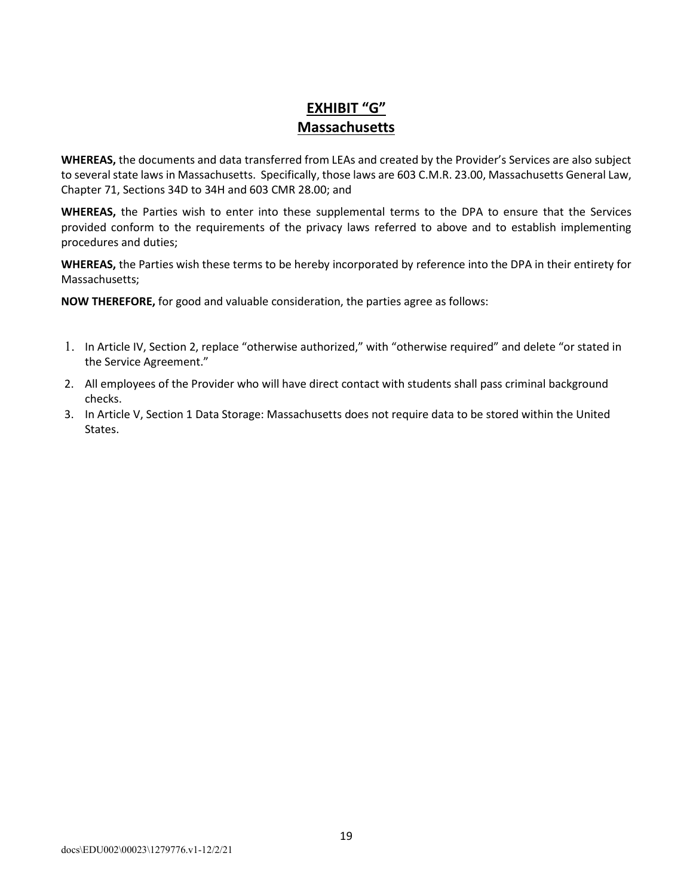# EXHIBIT "G"
## Massachusetts

**WHEREAS,** the documents and data transferred from LEAs and created by the Provider's Services are also subject to several state laws in Massachusetts. Specifically, those laws are 603 C.M.R. 23.00, Massachusetts General Law, Chapter 71, Sections 34D to 34H and 603 CMR 28.00; and

**WHEREAS,** the Parties wish to enter into these supplemental terms to the DPA to ensure that the Services provided conform to the requirements of the privacy laws referred to above and to establish implementing procedures and duties;

**WHEREAS,** the Parties wish these terms to be hereby incorporated by reference into the DPA in their entirety for Massachusetts;

**NOW THEREFORE,** for good and valuable consideration, the parties agree as follows:

1. In Article IV, Section 2, replace "otherwise authorized," with "otherwise required" and delete "or stated in the Service Agreement."
2. All employees of the Provider who will have direct contact with students shall pass criminal background checks.
3. In Article V, Section 1 Data Storage: Massachusetts does not require data to be stored within the United States.

docs\EDU002\00023\1279776.v1-12/2/21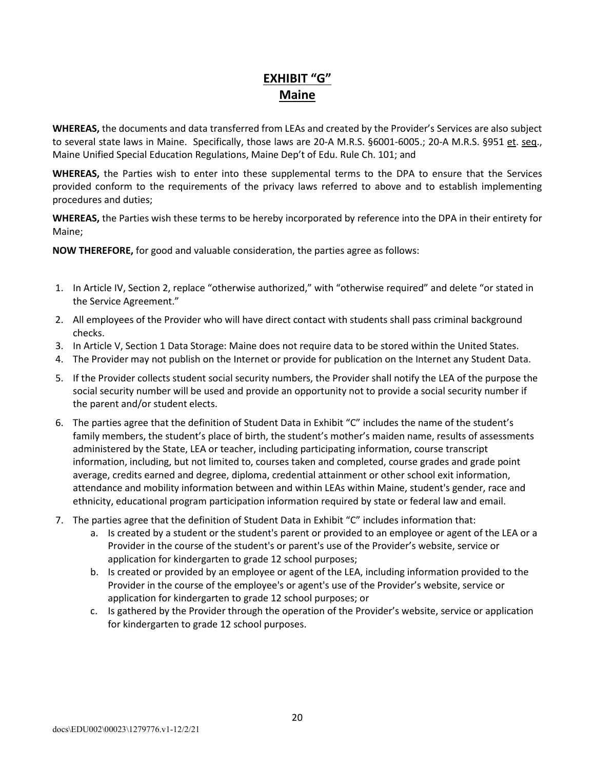# EXHIBIT "G"
## Maine

**WHEREAS,** the documents and data transferred from LEAs and created by the Provider's Services are also subject to several state laws in Maine. Specifically, those laws are 20-A M.R.S. §6001-6005.; 20-A M.R.S. §951 et. seq., Maine Unified Special Education Regulations, Maine Dep't of Edu. Rule Ch. 101; and

**WHEREAS,** the Parties wish to enter into these supplemental terms to the DPA to ensure that the Services provided conform to the requirements of the privacy laws referred to above and to establish implementing procedures and duties;

**WHEREAS,** the Parties wish these terms to be hereby incorporated by reference into the DPA in their entirety for Maine;

**NOW THEREFORE,** for good and valuable consideration, the parties agree as follows:

1. In Article IV, Section 2, replace "otherwise authorized," with "otherwise required" and delete "or stated in the Service Agreement."
2. All employees of the Provider who will have direct contact with students shall pass criminal background checks.
3. In Article V, Section 1 Data Storage: Maine does not require data to be stored within the United States.
4. The Provider may not publish on the Internet or provide for publication on the Internet any Student Data.
5. If the Provider collects student social security numbers, the Provider shall notify the LEA of the purpose the social security number will be used and provide an opportunity not to provide a social security number if the parent and/or student elects.
6. The parties agree that the definition of Student Data in Exhibit "C" includes the name of the student's family members, the student's place of birth, the student's mother's maiden name, results of assessments administered by the State, LEA or teacher, including participating information, course transcript information, including, but not limited to, courses taken and completed, course grades and grade point average, credits earned and degree, diploma, credential attainment or other school exit information, attendance and mobility information between and within LEAs within Maine, student's gender, race and ethnicity, educational program participation information required by state or federal law and email.
7. The parties agree that the definition of Student Data in Exhibit "C" includes information that:
   a. Is created by a student or the student's parent or provided to an employee or agent of the LEA or a Provider in the course of the student's or parent's use of the Provider's website, service or application for kindergarten to grade 12 school purposes;
   b. Is created or provided by an employee or agent of the LEA, including information provided to the Provider in the course of the employee's or agent's use of the Provider's website, service or application for kindergarten to grade 12 school purposes; or
   c. Is gathered by the Provider through the operation of the Provider's website, service or application for kindergarten to grade 12 school purposes.

docs\EDU002\00023\1279776.v1-12/2/21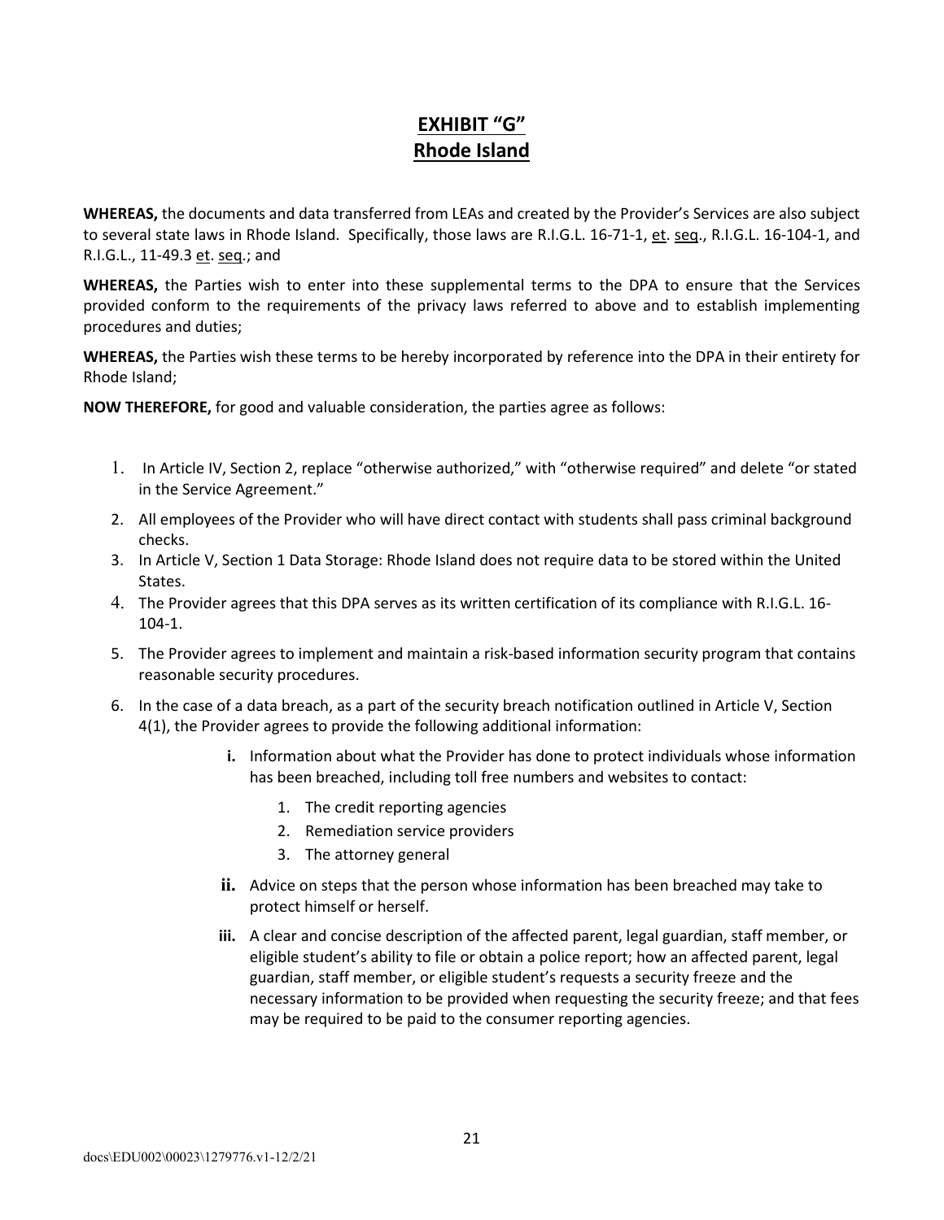# EXHIBIT "G"
## Rhode Island

**WHEREAS,** the documents and data transferred from LEAs and created by the Provider's Services are also subject to several state laws in Rhode Island. Specifically, those laws are R.I.G.L. 16-71-1, et. seq., R.I.G.L. 16-104-1, and R.I.G.L., 11-49.3 et. seq.; and

**WHEREAS,** the Parties wish to enter into these supplemental terms to the DPA to ensure that the Services provided conform to the requirements of the privacy laws referred to above and to establish implementing procedures and duties;

**WHEREAS,** the Parties wish these terms to be hereby incorporated by reference into the DPA in their entirety for Rhode Island;

**NOW THEREFORE,** for good and valuable consideration, the parties agree as follows:

1. In Article IV, Section 2, replace "otherwise authorized," with "otherwise required" and delete "or stated in the Service Agreement."
2. All employees of the Provider who will have direct contact with students shall pass criminal background checks.
3. In Article V, Section 1 Data Storage: Rhode Island does not require data to be stored within the United States.
4. The Provider agrees that this DPA serves as its written certification of its compliance with R.I.G.L. 16-104-1.
5. The Provider agrees to implement and maintain a risk-based information security program that contains reasonable security procedures.
6. In the case of a data breach, as a part of the security breach notification outlined in Article V, Section 4(1), the Provider agrees to provide the following additional information:
   - **i.** Information about what the Provider has done to protect individuals whose information has been breached, including toll free numbers and websites to contact:
     1. The credit reporting agencies
     2. Remediation service providers
     3. The attorney general
   - **ii.** Advice on steps that the person whose information has been breached may take to protect himself or herself.
   - **iii.** A clear and concise description of the affected parent, legal guardian, staff member, or eligible student's ability to file or obtain a police report; how an affected parent, legal guardian, staff member, or eligible student's requests a security freeze and the necessary information to be provided when requesting the security freeze; and that fees may be required to be paid to the consumer reporting agencies.

docs\EDU002\00023\1279776.v1-12/2/21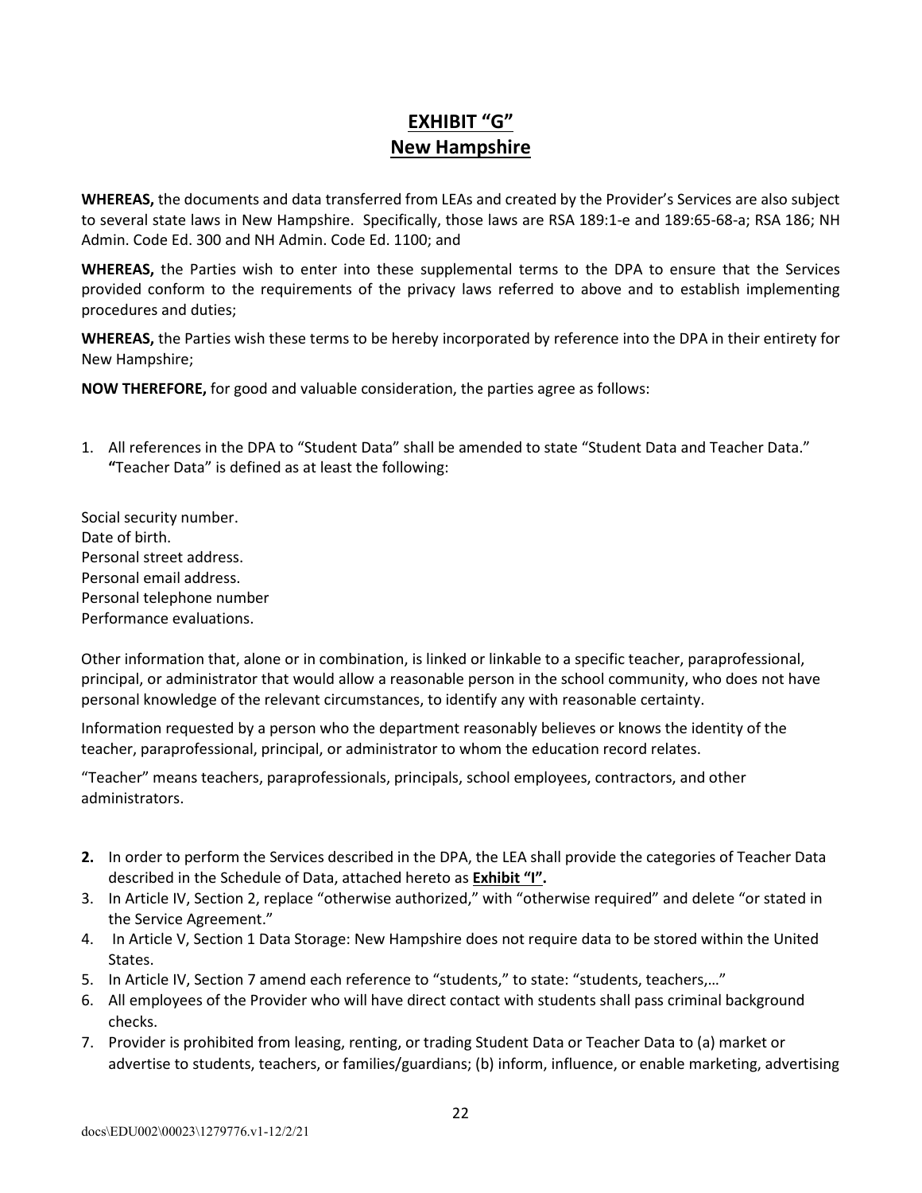# EXHIBIT "G"
## New Hampshire

**WHEREAS,** the documents and data transferred from LEAs and created by the Provider's Services are also subject to several state laws in New Hampshire. Specifically, those laws are RSA 189:1-e and 189:65-68-a; RSA 186; NH Admin. Code Ed. 300 and NH Admin. Code Ed. 1100; and

**WHEREAS,** the Parties wish to enter into these supplemental terms to the DPA to ensure that the Services provided conform to the requirements of the privacy laws referred to above and to establish implementing procedures and duties;

**WHEREAS,** the Parties wish these terms to be hereby incorporated by reference into the DPA in their entirety for New Hampshire;

**NOW THEREFORE,** for good and valuable consideration, the parties agree as follows:

1. All references in the DPA to "Student Data" shall be amended to state "Student Data and Teacher Data." **"**Teacher Data" is defined as at least the following:

Social security number.
Date of birth.
Personal street address.
Personal email address.
Personal telephone number
Performance evaluations.

Other information that, alone or in combination, is linked or linkable to a specific teacher, paraprofessional, principal, or administrator that would allow a reasonable person in the school community, who does not have personal knowledge of the relevant circumstances, to identify any with reasonable certainty.

Information requested by a person who the department reasonably believes or knows the identity of the teacher, paraprofessional, principal, or administrator to whom the education record relates.

"Teacher" means teachers, paraprofessionals, principals, school employees, contractors, and other administrators.

2. In order to perform the Services described in the DPA, the LEA shall provide the categories of Teacher Data described in the Schedule of Data, attached hereto as **Exhibit "I".**
3. In Article IV, Section 2, replace "otherwise authorized," with "otherwise required" and delete "or stated in the Service Agreement."
4. In Article V, Section 1 Data Storage: New Hampshire does not require data to be stored within the United States.
5. In Article IV, Section 7 amend each reference to "students," to state: "students, teachers,…"
6. All employees of the Provider who will have direct contact with students shall pass criminal background checks.
7. Provider is prohibited from leasing, renting, or trading Student Data or Teacher Data to (a) market or advertise to students, teachers, or families/guardians; (b) inform, influence, or enable marketing, advertising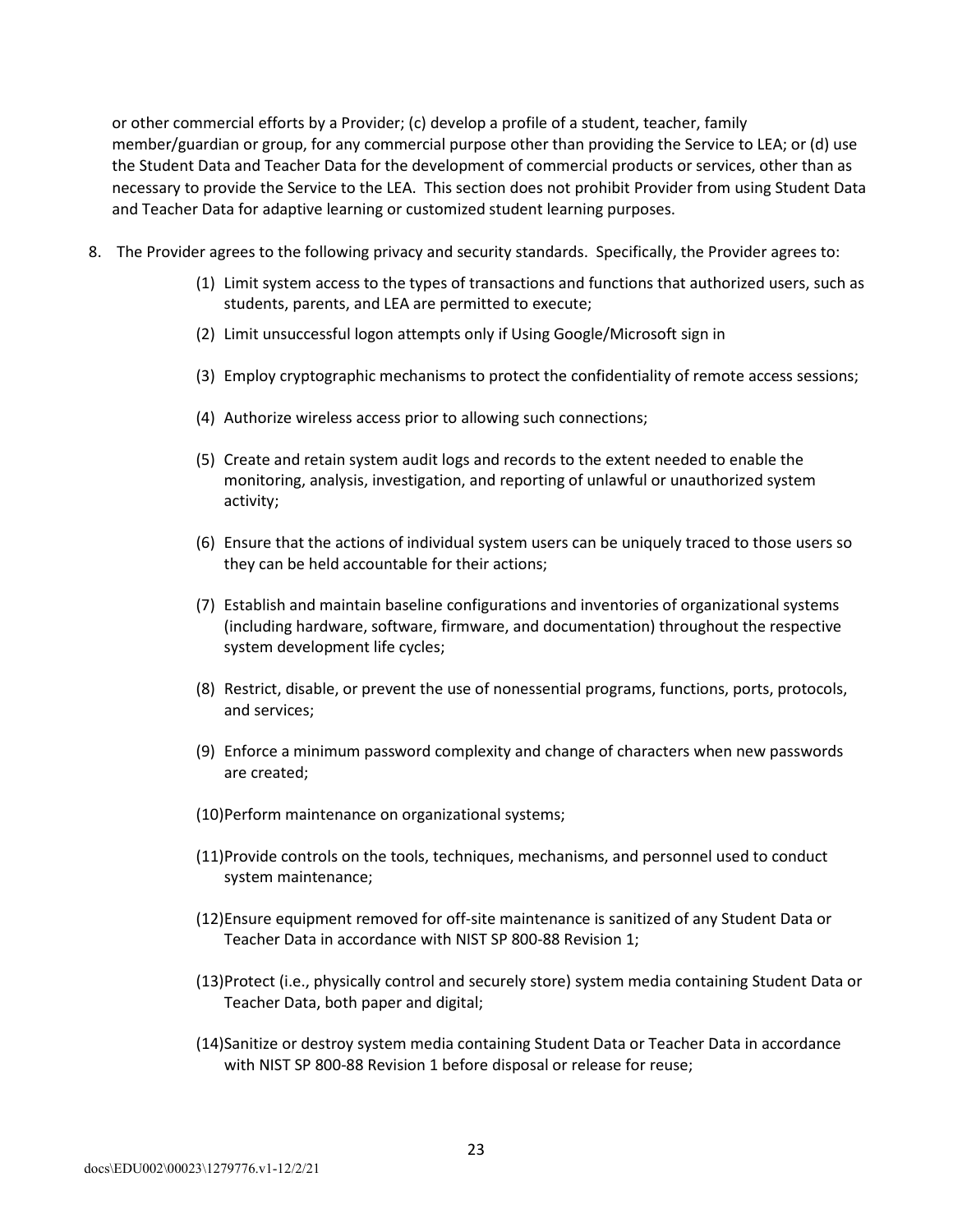or other commercial efforts by a Provider; (c) develop a profile of a student, teacher, family member/guardian or group, for any commercial purpose other than providing the Service to LEA; or (d) use the Student Data and Teacher Data for the development of commercial products or services, other than as necessary to provide the Service to the LEA. This section does not prohibit Provider from using Student Data and Teacher Data for adaptive learning or customized student learning purposes.

8. The Provider agrees to the following privacy and security standards. Specifically, the Provider agrees to:

   (1) Limit system access to the types of transactions and functions that authorized users, such as students, parents, and LEA are permitted to execute;

   (2) Limit unsuccessful logon attempts only if Using Google/Microsoft sign in

   (3) Employ cryptographic mechanisms to protect the confidentiality of remote access sessions;

   (4) Authorize wireless access prior to allowing such connections;

   (5) Create and retain system audit logs and records to the extent needed to enable the monitoring, analysis, investigation, and reporting of unlawful or unauthorized system activity;

   (6) Ensure that the actions of individual system users can be uniquely traced to those users so they can be held accountable for their actions;

   (7) Establish and maintain baseline configurations and inventories of organizational systems (including hardware, software, firmware, and documentation) throughout the respective system development life cycles;

   (8) Restrict, disable, or prevent the use of nonessential programs, functions, ports, protocols, and services;

   (9) Enforce a minimum password complexity and change of characters when new passwords are created;

   (10) Perform maintenance on organizational systems;

   (11) Provide controls on the tools, techniques, mechanisms, and personnel used to conduct system maintenance;

   (12) Ensure equipment removed for off-site maintenance is sanitized of any Student Data or Teacher Data in accordance with NIST SP 800-88 Revision 1;

   (13) Protect (i.e., physically control and securely store) system media containing Student Data or Teacher Data, both paper and digital;

   (14) Sanitize or destroy system media containing Student Data or Teacher Data in accordance with NIST SP 800-88 Revision 1 before disposal or release for reuse;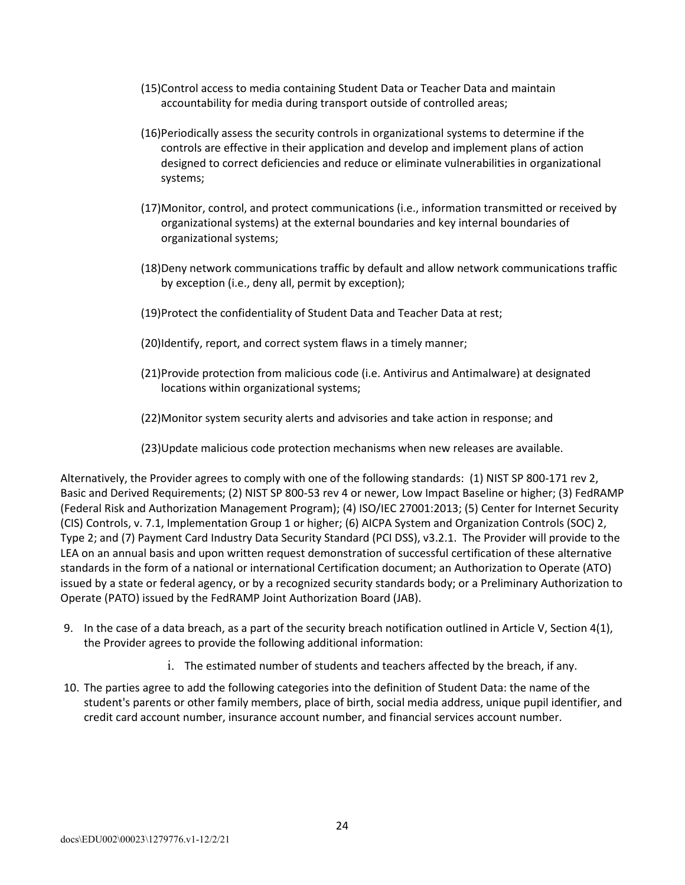(15)Control access to media containing Student Data or Teacher Data and maintain accountability for media during transport outside of controlled areas;

(16)Periodically assess the security controls in organizational systems to determine if the controls are effective in their application and develop and implement plans of action designed to correct deficiencies and reduce or eliminate vulnerabilities in organizational systems;

(17)Monitor, control, and protect communications (i.e., information transmitted or received by organizational systems) at the external boundaries and key internal boundaries of organizational systems;

(18)Deny network communications traffic by default and allow network communications traffic by exception (i.e., deny all, permit by exception);

(19)Protect the confidentiality of Student Data and Teacher Data at rest;

(20)Identify, report, and correct system flaws in a timely manner;

(21)Provide protection from malicious code (i.e. Antivirus and Antimalware) at designated locations within organizational systems;

(22)Monitor system security alerts and advisories and take action in response; and

(23)Update malicious code protection mechanisms when new releases are available.

Alternatively, the Provider agrees to comply with one of the following standards: (1) NIST SP 800-171 rev 2, Basic and Derived Requirements; (2) NIST SP 800-53 rev 4 or newer, Low Impact Baseline or higher; (3) FedRAMP (Federal Risk and Authorization Management Program); (4) ISO/IEC 27001:2013; (5) Center for Internet Security (CIS) Controls, v. 7.1, Implementation Group 1 or higher; (6) AICPA System and Organization Controls (SOC) 2, Type 2; and (7) Payment Card Industry Data Security Standard (PCI DSS), v3.2.1. The Provider will provide to the LEA on an annual basis and upon written request demonstration of successful certification of these alternative standards in the form of a national or international Certification document; an Authorization to Operate (ATO) issued by a state or federal agency, or by a recognized security standards body; or a Preliminary Authorization to Operate (PATO) issued by the FedRAMP Joint Authorization Board (JAB).

9. In the case of a data breach, as a part of the security breach notification outlined in Article V, Section 4(1), the Provider agrees to provide the following additional information:

   i. The estimated number of students and teachers affected by the breach, if any.

10. The parties agree to add the following categories into the definition of Student Data: the name of the student's parents or other family members, place of birth, social media address, unique pupil identifier, and credit card account number, insurance account number, and financial services account number.

docs\EDU002\00023\1279776.v1-12/2/21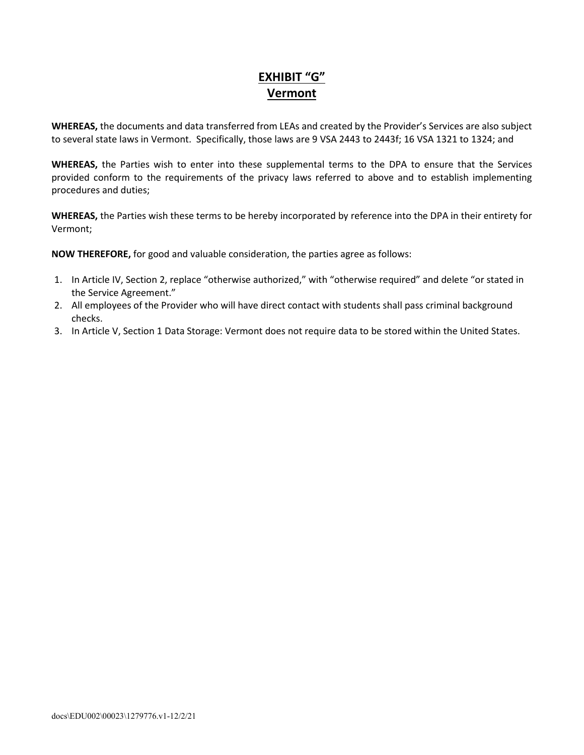# EXHIBIT "G"
## Vermont

**WHEREAS,** the documents and data transferred from LEAs and created by the Provider's Services are also subject to several state laws in Vermont. Specifically, those laws are 9 VSA 2443 to 2443f; 16 VSA 1321 to 1324; and

**WHEREAS,** the Parties wish to enter into these supplemental terms to the DPA to ensure that the Services provided conform to the requirements of the privacy laws referred to above and to establish implementing procedures and duties;

**WHEREAS,** the Parties wish these terms to be hereby incorporated by reference into the DPA in their entirety for Vermont;

**NOW THEREFORE,** for good and valuable consideration, the parties agree as follows:

1. In Article IV, Section 2, replace "otherwise authorized," with "otherwise required" and delete "or stated in the Service Agreement."
2. All employees of the Provider who will have direct contact with students shall pass criminal background checks.
3. In Article V, Section 1 Data Storage: Vermont does not require data to be stored within the United States.

docs\EDU002\00023\1279776.v1-12/2/21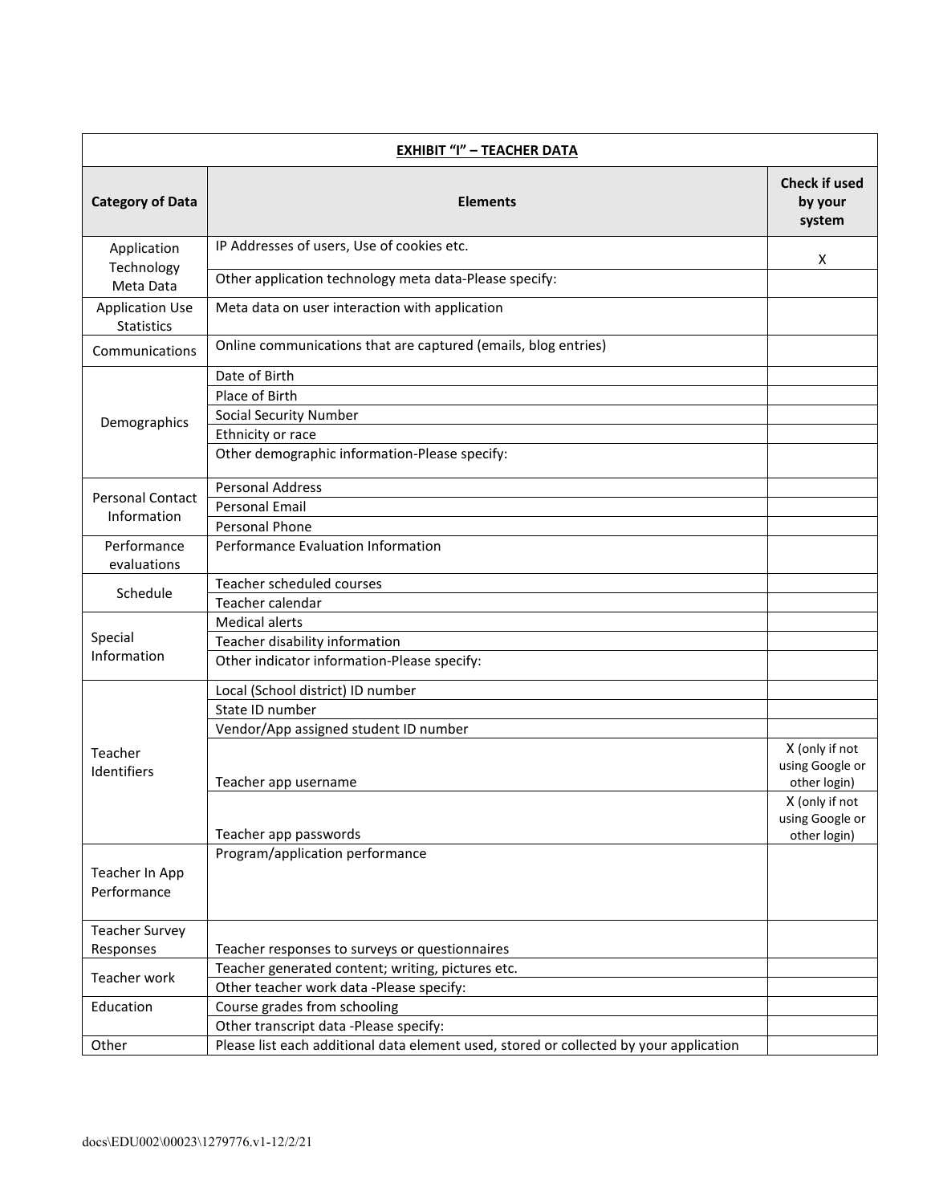| EXHIBIT "I" – TEACHER DATA | | |
|---|---|---|
| **Category of Data** | **Elements** | **Check if used by your system** |
| Application Technology Meta Data | IP Addresses of users, Use of cookies etc. | X |
| | Other application technology meta data-Please specify: | |
| Application Use Statistics | Meta data on user interaction with application | |
| Communications | Online communications that are captured (emails, blog entries) | |
| Demographics | Date of Birth | |
| | Place of Birth | |
| | Social Security Number | |
| | Ethnicity or race | |
| | Other demographic information-Please specify: | |
| Personal Contact Information | Personal Address | |
| | Personal Email | |
| | Personal Phone | |
| Performance evaluations | Performance Evaluation Information | |
| Schedule | Teacher scheduled courses | |
| | Teacher calendar | |
| Special Information | Medical alerts | |
| | Teacher disability information | |
| | Other indicator information-Please specify: | |
| Teacher Identifiers | Local (School district) ID number | |
| | State ID number | |
| | Vendor/App assigned student ID number | |
| | Teacher app username | X (only if not using Google or other login) |
| | Teacher app passwords | X (only if not using Google or other login) |
| Teacher In App Performance | Program/application performance | |
| Teacher Survey Responses | Teacher responses to surveys or questionnaires | |
| Teacher work | Teacher generated content; writing, pictures etc. | |
| | Other teacher work data -Please specify: | |
| Education | Course grades from schooling | |
| | Other transcript data -Please specify: | |
| Other | Please list each additional data element used, stored or collected by your application | |

docs\EDU002\00023\1279776.v1-12/2/21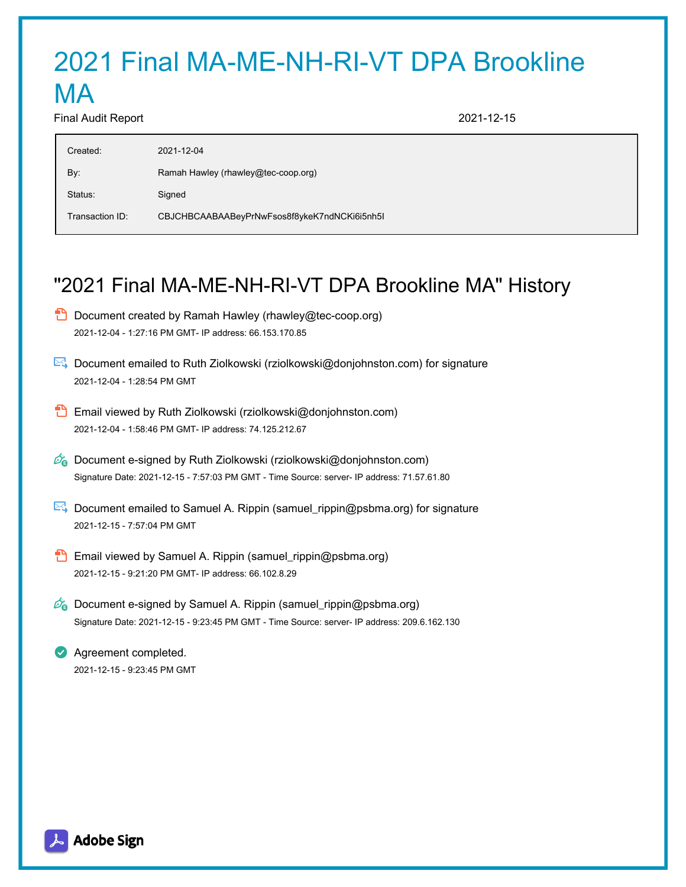# 2021 Final MA-ME-NH-RI-VT DPA Brookline MA

Final Audit Report 2021-12-15

| | |
|---|---|
| Created: | 2021-12-04 |
| By: | Ramah Hawley (rhawley@tec-coop.org) |
| Status: | Signed |
| Transaction ID: | CBJCHBCAABAABeyPrNwFsos8f8ykeK7ndNCKi6i5nh5I |

## "2021 Final MA-ME-NH-RI-VT DPA Brookline MA" History

- Document created by Ramah Hawley (rhawley@tec-coop.org)
  2021-12-04 - 1:27:16 PM GMT- IP address: 66.153.170.85

- Document emailed to Ruth Ziolkowski (rziolkowski@donjohnston.com) for signature
  2021-12-04 - 1:28:54 PM GMT

- Email viewed by Ruth Ziolkowski (rziolkowski@donjohnston.com)
  2021-12-04 - 1:58:46 PM GMT- IP address: 74.125.212.67

- Document e-signed by Ruth Ziolkowski (rziolkowski@donjohnston.com)
  Signature Date: 2021-12-15 - 7:57:03 PM GMT - Time Source: server- IP address: 71.57.61.80

- Document emailed to Samuel A. Rippin (samuel_rippin@psbma.org) for signature
  2021-12-15 - 7:57:04 PM GMT

- Email viewed by Samuel A. Rippin (samuel_rippin@psbma.org)
  2021-12-15 - 9:21:20 PM GMT- IP address: 66.102.8.29

- Document e-signed by Samuel A. Rippin (samuel_rippin@psbma.org)
  Signature Date: 2021-12-15 - 9:23:45 PM GMT - Time Source: server- IP address: 209.6.162.130

- Agreement completed.
  2021-12-15 - 9:23:45 PM GMT

Adobe Sign